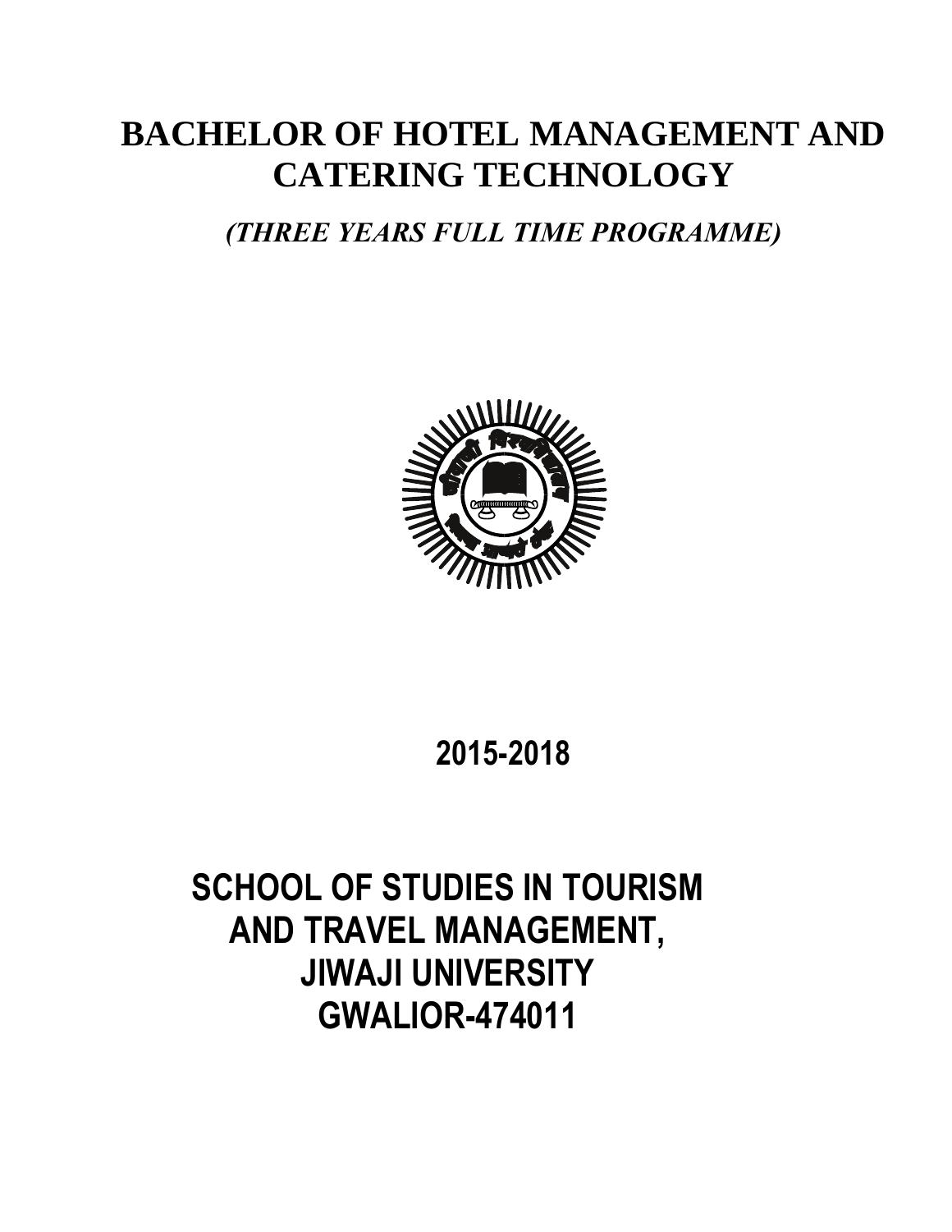# BACHELOR OF HOTEL MANAGEMENT AND CATERING TECHNOLOGY

*(THREE YEARS FULL TIME PROGRAMME)*

**2015-2018**

**SCHOOL OF STUDIES IN TOURISM AND TRAVEL MANAGEMENT, JIWAJI UNIVERSITY GWALIOR-474011**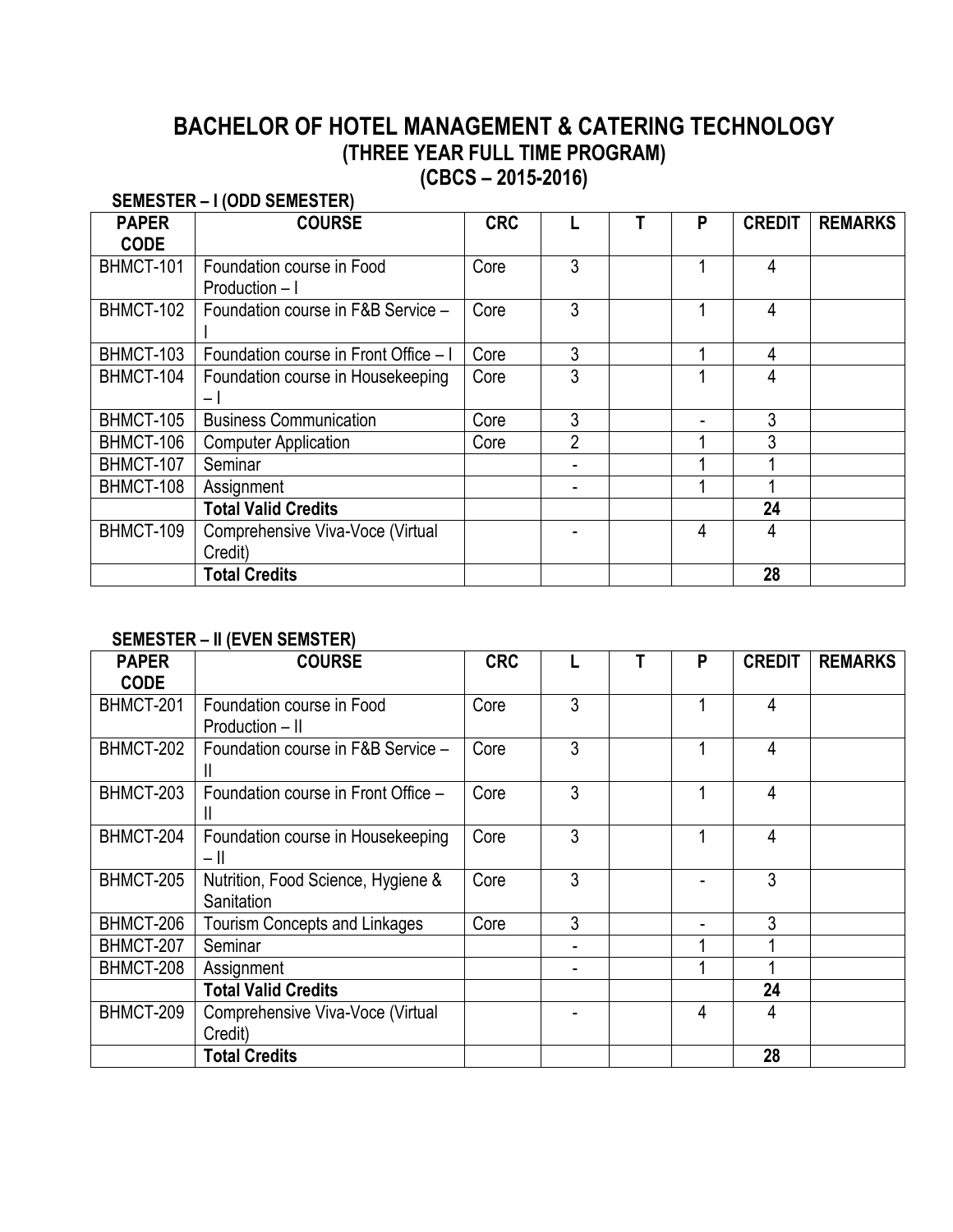# BACHELOR OF HOTEL MANAGEMENT & CATERING TECHNOLOGY

## (THREE YEAR FULL TIME PROGRAM)

## (CBCS – 2015-2016)

**SEMESTER – I (ODD SEMESTER)**

| PAPER CODE | COURSE | CRC | L | T | P | CREDIT | REMARKS |
|---|---|---|---|---|---|---|---|
| BHMCT-101 | Foundation course in Food Production – I | Core | 3 | | 1 | 4 | |
| BHMCT-102 | Foundation course in F&B Service – I | Core | 3 | | 1 | 4 | |
| BHMCT-103 | Foundation course in Front Office – I | Core | 3 | | 1 | 4 | |
| BHMCT-104 | Foundation course in Housekeeping – I | Core | 3 | | 1 | 4 | |
| BHMCT-105 | Business Communication | Core | 3 | | - | 3 | |
| BHMCT-106 | Computer Application | Core | 2 | | 1 | 3 | |
| BHMCT-107 | Seminar | | - | | 1 | 1 | |
| BHMCT-108 | Assignment | | - | | 1 | 1 | |
| | **Total Valid Credits** | | | | | **24** | |
| BHMCT-109 | Comprehensive Viva-Voce (Virtual Credit) | | - | | 4 | 4 | |
| | **Total Credits** | | | | | **28** | |

**SEMESTER – II (EVEN SEMSTER)**

| PAPER CODE | COURSE | CRC | L | T | P | CREDIT | REMARKS |
|---|---|---|---|---|---|---|---|
| BHMCT-201 | Foundation course in Food Production – II | Core | 3 | | 1 | 4 | |
| BHMCT-202 | Foundation course in F&B Service – II | Core | 3 | | 1 | 4 | |
| BHMCT-203 | Foundation course in Front Office – II | Core | 3 | | 1 | 4 | |
| BHMCT-204 | Foundation course in Housekeeping – II | Core | 3 | | 1 | 4 | |
| BHMCT-205 | Nutrition, Food Science, Hygiene & Sanitation | Core | 3 | | - | 3 | |
| BHMCT-206 | Tourism Concepts and Linkages | Core | 3 | | - | 3 | |
| BHMCT-207 | Seminar | | - | | 1 | 1 | |
| BHMCT-208 | Assignment | | - | | 1 | 1 | |
| | **Total Valid Credits** | | | | | **24** | |
| BHMCT-209 | Comprehensive Viva-Voce (Virtual Credit) | | - | | 4 | 4 | |
| | **Total Credits** | | | | | **28** | |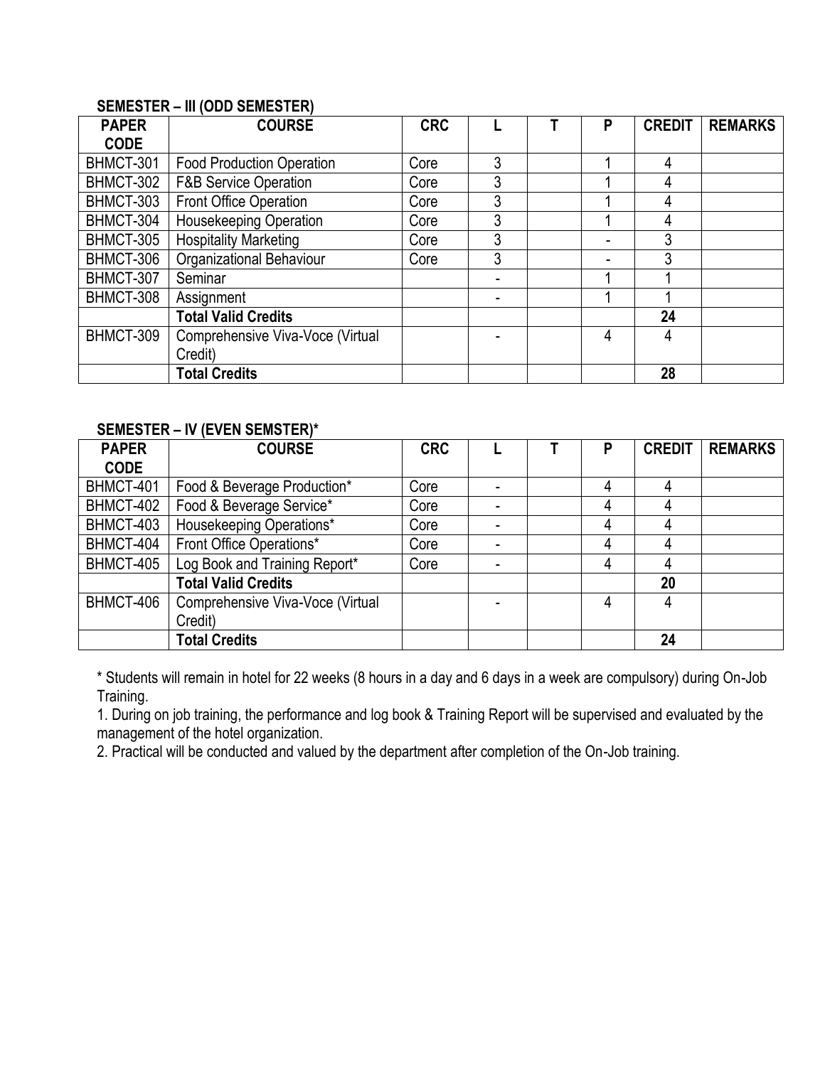**SEMESTER – III (ODD SEMESTER)**

| PAPER CODE | COURSE | CRC | L | T | P | CREDIT | REMARKS |
|---|---|---|---|---|---|---|---|
| BHMCT-301 | Food Production Operation | Core | 3 | | 1 | 4 | |
| BHMCT-302 | F&B Service Operation | Core | 3 | | 1 | 4 | |
| BHMCT-303 | Front Office Operation | Core | 3 | | 1 | 4 | |
| BHMCT-304 | Housekeeping Operation | Core | 3 | | 1 | 4 | |
| BHMCT-305 | Hospitality Marketing | Core | 3 | | - | 3 | |
| BHMCT-306 | Organizational Behaviour | Core | 3 | | - | 3 | |
| BHMCT-307 | Seminar | | - | | 1 | 1 | |
| BHMCT-308 | Assignment | | - | | 1 | 1 | |
| | **Total Valid Credits** | | | | | **24** | |
| BHMCT-309 | Comprehensive Viva-Voce (Virtual Credit) | | - | | 4 | 4 | |
| | **Total Credits** | | | | | **28** | |

**SEMESTER – IV (EVEN SEMSTER)***

| PAPER CODE | COURSE | CRC | L | T | P | CREDIT | REMARKS |
|---|---|---|---|---|---|---|---|
| BHMCT-401 | Food & Beverage Production* | Core | - | | 4 | 4 | |
| BHMCT-402 | Food & Beverage Service* | Core | - | | 4 | 4 | |
| BHMCT-403 | Housekeeping Operations* | Core | - | | 4 | 4 | |
| BHMCT-404 | Front Office Operations* | Core | - | | 4 | 4 | |
| BHMCT-405 | Log Book and Training Report* | Core | - | | 4 | 4 | |
| | **Total Valid Credits** | | | | | **20** | |
| BHMCT-406 | Comprehensive Viva-Voce (Virtual Credit) | | - | | 4 | 4 | |
| | **Total Credits** | | | | | **24** | |

* Students will remain in hotel for 22 weeks (8 hours in a day and 6 days in a week are compulsory) during On-Job Training.

1. During on job training, the performance and log book & Training Report will be supervised and evaluated by the management of the hotel organization.
2. Practical will be conducted and valued by the department after completion of the On-Job training.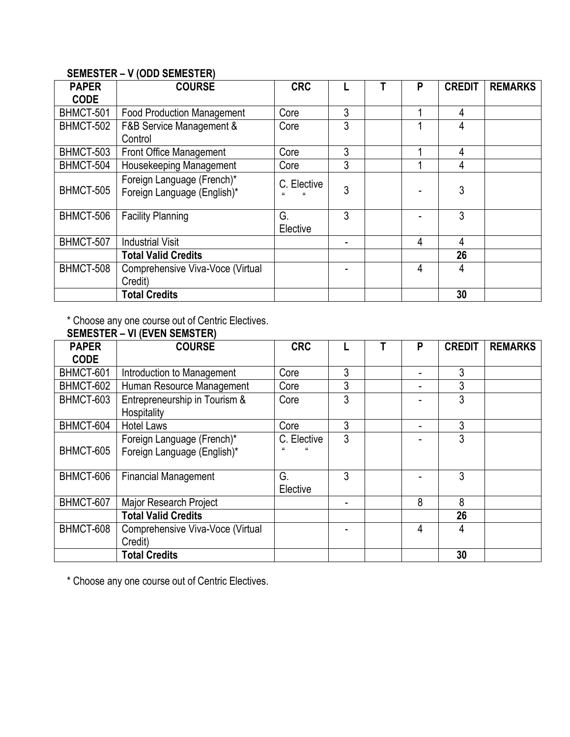**SEMESTER – V (ODD SEMESTER)**

| PAPER CODE | COURSE | CRC | L | T | P | CREDIT | REMARKS |
|---|---|---|---|---|---|---|---|
| BHMCT-501 | Food Production Management | Core | 3 | | 1 | 4 | |
| BHMCT-502 | F&B Service Management & Control | Core | 3 | | 1 | 4 | |
| BHMCT-503 | Front Office Management | Core | 3 | | 1 | 4 | |
| BHMCT-504 | Housekeeping Management | Core | 3 | | 1 | 4 | |
| BHMCT-505 | Foreign Language (French)*<br>Foreign Language (English)* | C. Elective<br>" " | 3 | | - | 3 | |
| BHMCT-506 | Facility Planning | G. Elective | 3 | | - | 3 | |
| BHMCT-507 | Industrial Visit | | - | | 4 | 4 | |
| | **Total Valid Credits** | | | | | **26** | |
| BHMCT-508 | Comprehensive Viva-Voce (Virtual Credit) | | - | | 4 | 4 | |
| | **Total Credits** | | | | | **30** | |

* Choose any one course out of Centric Electives.

**SEMESTER – VI (EVEN SEMSTER)**

| PAPER CODE | COURSE | CRC | L | T | P | CREDIT | REMARKS |
|---|---|---|---|---|---|---|---|
| BHMCT-601 | Introduction to Management | Core | 3 | | - | 3 | |
| BHMCT-602 | Human Resource Management | Core | 3 | | - | 3 | |
| BHMCT-603 | Entrepreneurship in Tourism & Hospitality | Core | 3 | | - | 3 | |
| BHMCT-604 | Hotel Laws | Core | 3 | | - | 3 | |
| BHMCT-605 | Foreign Language (French)*<br>Foreign Language (English)* | C. Elective<br>" " | 3 | | - | 3 | |
| BHMCT-606 | Financial Management | G. Elective | 3 | | - | 3 | |
| BHMCT-607 | Major Research Project | | - | | 8 | 8 | |
| | **Total Valid Credits** | | | | | **26** | |
| BHMCT-608 | Comprehensive Viva-Voce (Virtual Credit) | | - | | 4 | 4 | |
| | **Total Credits** | | | | | **30** | |

* Choose any one course out of Centric Electives.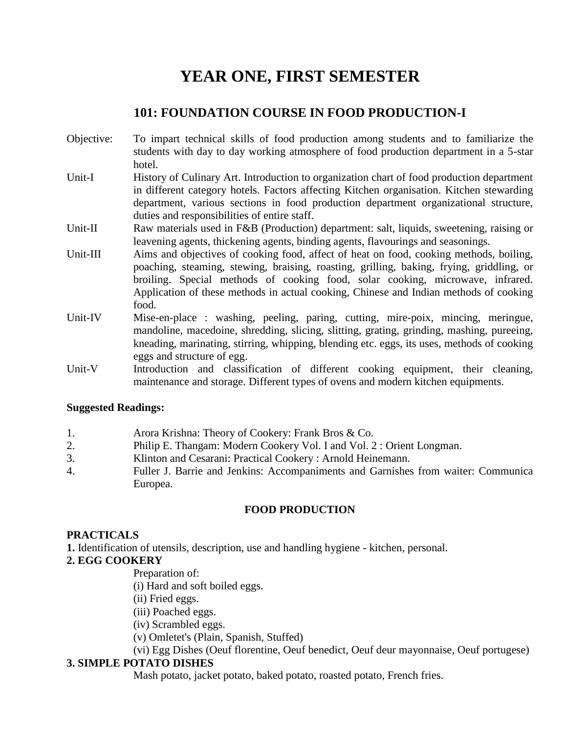# YEAR ONE, FIRST SEMESTER

## 101: FOUNDATION COURSE IN FOOD PRODUCTION-I

Objective: To impart technical skills of food production among students and to familiarize the students with day to day working atmosphere of food production department in a 5-star hotel.

Unit-I History of Culinary Art. Introduction to organization chart of food production department in different category hotels. Factors affecting Kitchen organisation. Kitchen stewarding department, various sections in food production department organizational structure, duties and responsibilities of entire staff.

Unit-II Raw materials used in F&B (Production) department: salt, liquids, sweetening, raising or leavening agents, thickening agents, binding agents, flavourings and seasonings.

Unit-III Aims and objectives of cooking food, affect of heat on food, cooking methods, boiling, poaching, steaming, stewing, braising, roasting, grilling, baking, frying, griddling, or broiling. Special methods of cooking food, solar cooking, microwave, infrared. Application of these methods in actual cooking, Chinese and Indian methods of cooking food.

Unit-IV Mise-en-place : washing, peeling, paring, cutting, mire-poix, mincing, meringue, mandoline, macedoine, shredding, slicing, slitting, grating, grinding, mashing, pureeing, kneading, marinating, stirring, whipping, blending etc. eggs, its uses, methods of cooking eggs and structure of egg.

Unit-V Introduction and classification of different cooking equipment, their cleaning, maintenance and storage. Different types of ovens and modern kitchen equipments.

**Suggested Readings:**

1. Arora Krishna: Theory of Cookery: Frank Bros & Co.
2. Philip E. Thangam: Modern Cookery Vol. I and Vol. 2 : Orient Longman.
3. Klinton and Cesarani: Practical Cookery : Arnold Heinemann.
4. Fuller J. Barrie and Jenkins: Accompaniments and Garnishes from waiter: Communica Europea.

**FOOD PRODUCTION**

**PRACTICALS**

**1.** Identification of utensils, description, use and handling hygiene - kitchen, personal.

**2. EGG COOKERY**

Preparation of:

(i) Hard and soft boiled eggs.
(ii) Fried eggs.
(iii) Poached eggs.
(iv) Scrambled eggs.
(v) Omletet's (Plain, Spanish, Stuffed)
(vi) Egg Dishes (Oeuf florentine, Oeuf benedict, Oeuf deur mayonnaise, Oeuf portugese)

**3. SIMPLE POTATO DISHES**

Mash potato, jacket potato, baked potato, roasted potato, French fries.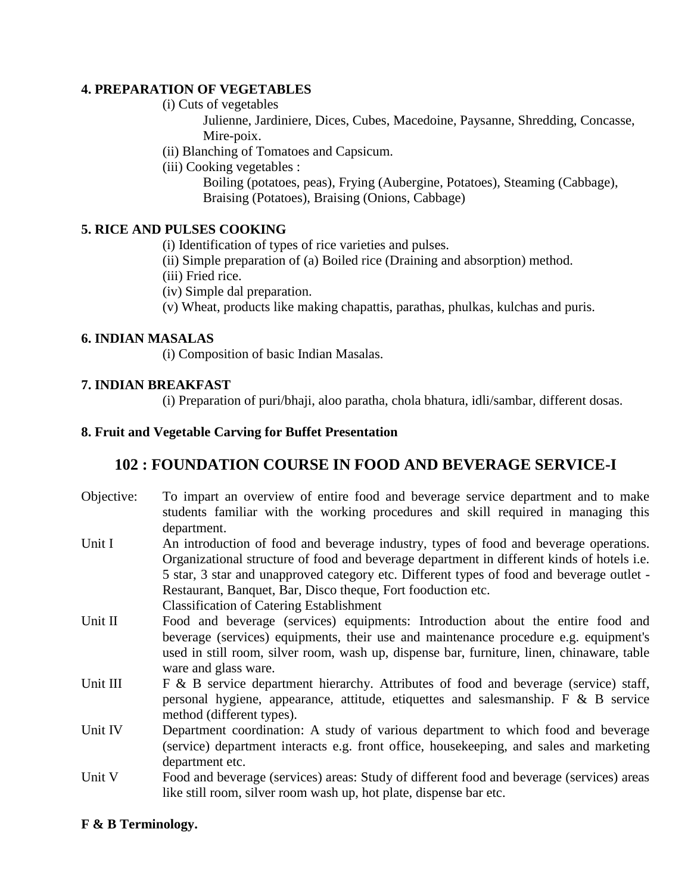**4. PREPARATION OF VEGETABLES**

(i) Cuts of vegetables

Julienne, Jardiniere, Dices, Cubes, Macedoine, Paysanne, Shredding, Concasse, Mire-poix.

(ii) Blanching of Tomatoes and Capsicum.

(iii) Cooking vegetables :

Boiling (potatoes, peas), Frying (Aubergine, Potatoes), Steaming (Cabbage), Braising (Potatoes), Braising (Onions, Cabbage)

**5. RICE AND PULSES COOKING**

(i) Identification of types of rice varieties and pulses.

(ii) Simple preparation of (a) Boiled rice (Draining and absorption) method.

(iii) Fried rice.

(iv) Simple dal preparation.

(v) Wheat, products like making chapattis, parathas, phulkas, kulchas and puris.

**6. INDIAN MASALAS**

(i) Composition of basic Indian Masalas.

**7. INDIAN BREAKFAST**

(i) Preparation of puri/bhaji, aloo paratha, chola bhatura, idli/sambar, different dosas.

**8. Fruit and Vegetable Carving for Buffet Presentation**

## 102 : FOUNDATION COURSE IN FOOD AND BEVERAGE SERVICE-I

Objective: To impart an overview of entire food and beverage service department and to make students familiar with the working procedures and skill required in managing this department.

Unit I An introduction of food and beverage industry, types of food and beverage operations. Organizational structure of food and beverage department in different kinds of hotels i.e. 5 star, 3 star and unapproved category etc. Different types of food and beverage outlet - Restaurant, Banquet, Bar, Disco theque, Fort fooduction etc.
Classification of Catering Establishment

Unit II Food and beverage (services) equipments: Introduction about the entire food and beverage (services) equipments, their use and maintenance procedure e.g. equipment's used in still room, silver room, wash up, dispense bar, furniture, linen, chinaware, table ware and glass ware.

Unit III F & B service department hierarchy. Attributes of food and beverage (service) staff, personal hygiene, appearance, attitude, etiquettes and salesmanship. F & B service method (different types).

Unit IV Department coordination: A study of various department to which food and beverage (service) department interacts e.g. front office, housekeeping, and sales and marketing department etc.

Unit V Food and beverage (services) areas: Study of different food and beverage (services) areas like still room, silver room wash up, hot plate, dispense bar etc.

**F & B Terminology.**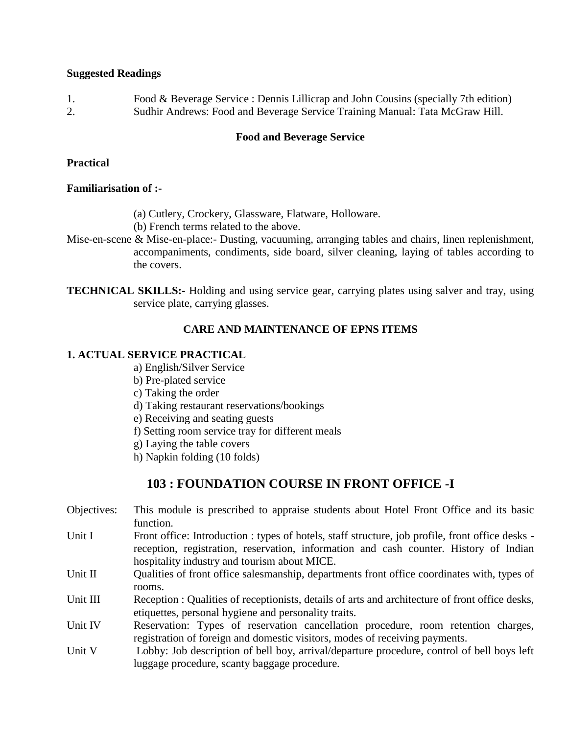**Suggested Readings**

1. Food & Beverage Service : Dennis Lillicrap and John Cousins (specially 7th edition)
2. Sudhir Andrews: Food and Beverage Service Training Manual: Tata McGraw Hill.

**Food and Beverage Service**

**Practical**

**Familiarisation of :-**

(a) Cutlery, Crockery, Glassware, Flatware, Holloware.
(b) French terms related to the above.

Mise-en-scene & Mise-en-place:- Dusting, vacuuming, arranging tables and chairs, linen replenishment, accompaniments, condiments, side board, silver cleaning, laying of tables according to the covers.

**TECHNICAL SKILLS:-** Holding and using service gear, carrying plates using salver and tray, using service plate, carrying glasses.

**CARE AND MAINTENANCE OF EPNS ITEMS**

**1. ACTUAL SERVICE PRACTICAL**

a) English/Silver Service
b) Pre-plated service
c) Taking the order
d) Taking restaurant reservations/bookings
e) Receiving and seating guests
f) Setting room service tray for different meals
g) Laying the table covers
h) Napkin folding (10 folds)

## 103 : FOUNDATION COURSE IN FRONT OFFICE -I

Objectives: This module is prescribed to appraise students about Hotel Front Office and its basic function.

Unit I Front office: Introduction : types of hotels, staff structure, job profile, front office desks - reception, registration, reservation, information and cash counter. History of Indian hospitality industry and tourism about MICE.

Unit II Qualities of front office salesmanship, departments front office coordinates with, types of rooms.

Unit III Reception : Qualities of receptionists, details of arts and architecture of front office desks, etiquettes, personal hygiene and personality traits.

Unit IV Reservation: Types of reservation cancellation procedure, room retention charges, registration of foreign and domestic visitors, modes of receiving payments.

Unit V Lobby: Job description of bell boy, arrival/departure procedure, control of bell boys left luggage procedure, scanty baggage procedure.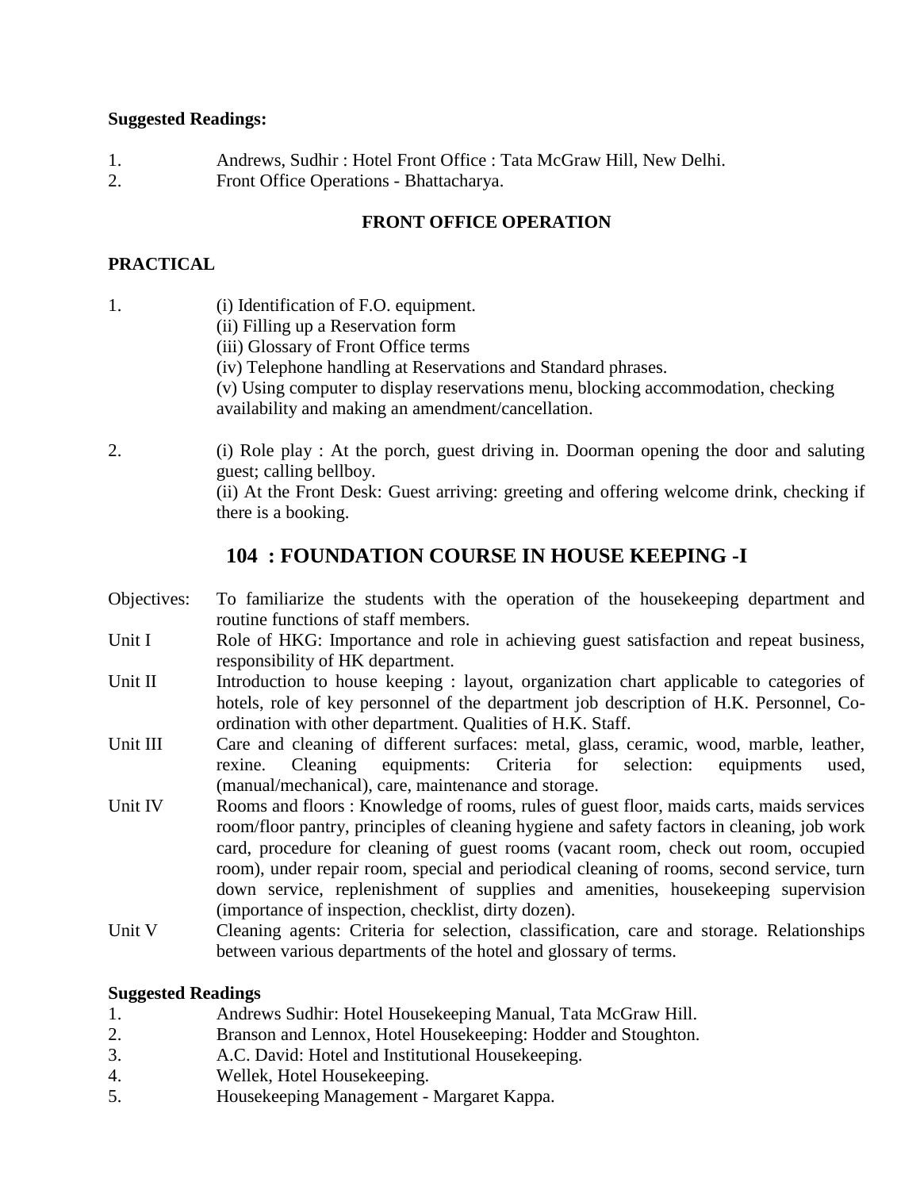**Suggested Readings:**

1. Andrews, Sudhir : Hotel Front Office : Tata McGraw Hill, New Delhi.
2. Front Office Operations - Bhattacharya.

**FRONT OFFICE OPERATION**

**PRACTICAL**

1. (i) Identification of F.O. equipment.
   (ii) Filling up a Reservation form
   (iii) Glossary of Front Office terms
   (iv) Telephone handling at Reservations and Standard phrases.
   (v) Using computer to display reservations menu, blocking accommodation, checking availability and making an amendment/cancellation.

2. (i) Role play : At the porch, guest driving in. Doorman opening the door and saluting guest; calling bellboy.
   (ii) At the Front Desk: Guest arriving: greeting and offering welcome drink, checking if there is a booking.

## 104 : FOUNDATION COURSE IN HOUSE KEEPING -I

Objectives: To familiarize the students with the operation of the housekeeping department and routine functions of staff members.

Unit I Role of HKG: Importance and role in achieving guest satisfaction and repeat business, responsibility of HK department.

Unit II Introduction to house keeping : layout, organization chart applicable to categories of hotels, role of key personnel of the department job description of H.K. Personnel, Co-ordination with other department. Qualities of H.K. Staff.

Unit III Care and cleaning of different surfaces: metal, glass, ceramic, wood, marble, leather, rexine. Cleaning equipments: Criteria for selection: equipments used, (manual/mechanical), care, maintenance and storage.

Unit IV Rooms and floors : Knowledge of rooms, rules of guest floor, maids carts, maids services room/floor pantry, principles of cleaning hygiene and safety factors in cleaning, job work card, procedure for cleaning of guest rooms (vacant room, check out room, occupied room), under repair room, special and periodical cleaning of rooms, second service, turn down service, replenishment of supplies and amenities, housekeeping supervision (importance of inspection, checklist, dirty dozen).

Unit V Cleaning agents: Criteria for selection, classification, care and storage. Relationships between various departments of the hotel and glossary of terms.

**Suggested Readings**

1. Andrews Sudhir: Hotel Housekeeping Manual, Tata McGraw Hill.
2. Branson and Lennox, Hotel Housekeeping: Hodder and Stoughton.
3. A.C. David: Hotel and Institutional Housekeeping.
4. Wellek, Hotel Housekeeping.
5. Housekeeping Management - Margaret Kappa.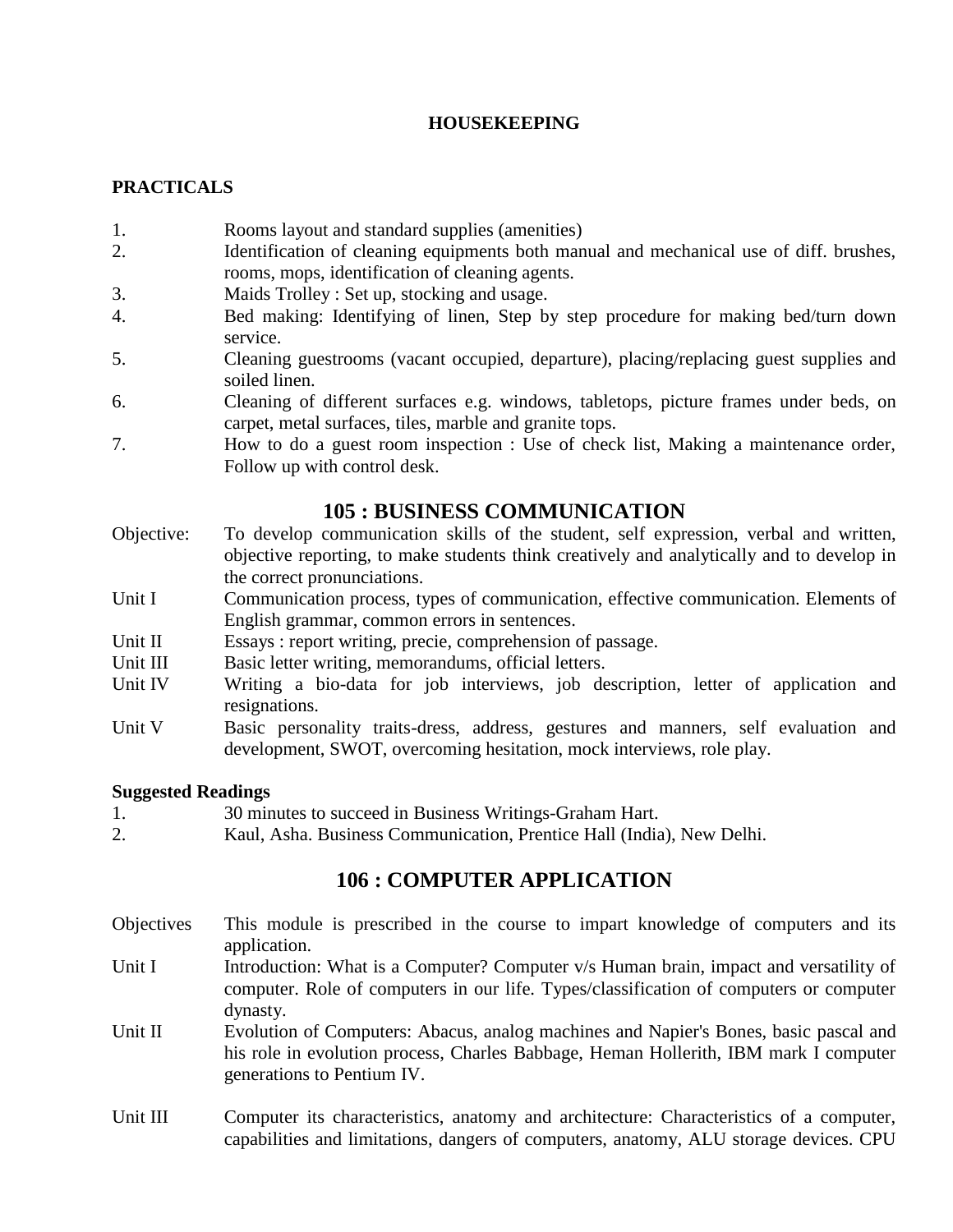**HOUSEKEEPING**

**PRACTICALS**

1. Rooms layout and standard supplies (amenities)
2. Identification of cleaning equipments both manual and mechanical use of diff. brushes, rooms, mops, identification of cleaning agents.
3. Maids Trolley : Set up, stocking and usage.
4. Bed making: Identifying of linen, Step by step procedure for making bed/turn down service.
5. Cleaning guestrooms (vacant occupied, departure), placing/replacing guest supplies and soiled linen.
6. Cleaning of different surfaces e.g. windows, tabletops, picture frames under beds, on carpet, metal surfaces, tiles, marble and granite tops.
7. How to do a guest room inspection : Use of check list, Making a maintenance order, Follow up with control desk.

## 105 : BUSINESS COMMUNICATION

Objective: To develop communication skills of the student, self expression, verbal and written, objective reporting, to make students think creatively and analytically and to develop in the correct pronunciations.

Unit I Communication process, types of communication, effective communication. Elements of English grammar, common errors in sentences.

Unit II Essays : report writing, precie, comprehension of passage.

Unit III Basic letter writing, memorandums, official letters.

Unit IV Writing a bio-data for job interviews, job description, letter of application and resignations.

Unit V Basic personality traits-dress, address, gestures and manners, self evaluation and development, SWOT, overcoming hesitation, mock interviews, role play.

**Suggested Readings**

1. 30 minutes to succeed in Business Writings-Graham Hart.
2. Kaul, Asha. Business Communication, Prentice Hall (India), New Delhi.

## 106 : COMPUTER APPLICATION

Objectives This module is prescribed in the course to impart knowledge of computers and its application.

Unit I Introduction: What is a Computer? Computer v/s Human brain, impact and versatility of computer. Role of computers in our life. Types/classification of computers or computer dynasty.

Unit II Evolution of Computers: Abacus, analog machines and Napier's Bones, basic pascal and his role in evolution process, Charles Babbage, Heman Hollerith, IBM mark I computer generations to Pentium IV.

Unit III Computer its characteristics, anatomy and architecture: Characteristics of a computer, capabilities and limitations, dangers of computers, anatomy, ALU storage devices. CPU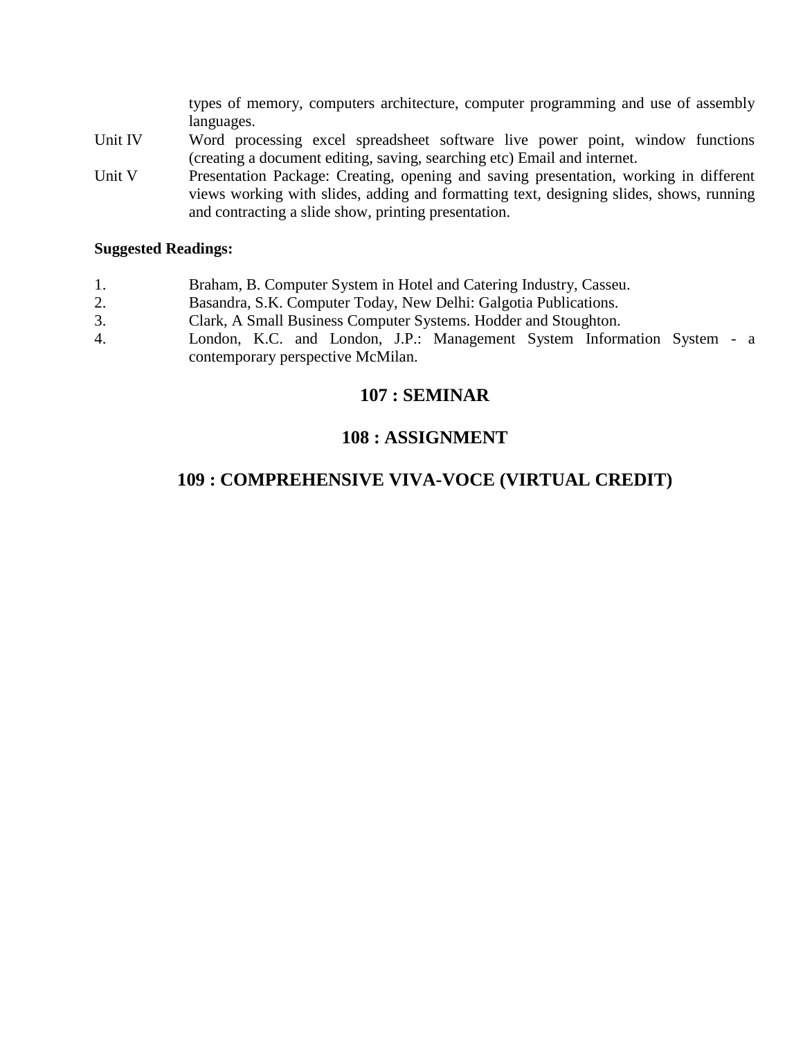types of memory, computers architecture, computer programming and use of assembly languages.

| | |
|---|---|
| Unit IV | Word processing excel spreadsheet software live power point, window functions (creating a document editing, saving, searching etc) Email and internet. |
| Unit V | Presentation Package: Creating, opening and saving presentation, working in different views working with slides, adding and formatting text, designing slides, shows, running and contracting a slide show, printing presentation. |

**Suggested Readings:**

1. Braham, B. Computer System in Hotel and Catering Industry, Casseu.
2. Basandra, S.K. Computer Today, New Delhi: Galgotia Publications.
3. Clark, A Small Business Computer Systems. Hodder and Stoughton.
4. London, K.C. and London, J.P.: Management System Information System - a contemporary perspective McMilan.

## 107 : SEMINAR

## 108 : ASSIGNMENT

## 109 : COMPREHENSIVE VIVA-VOCE (VIRTUAL CREDIT)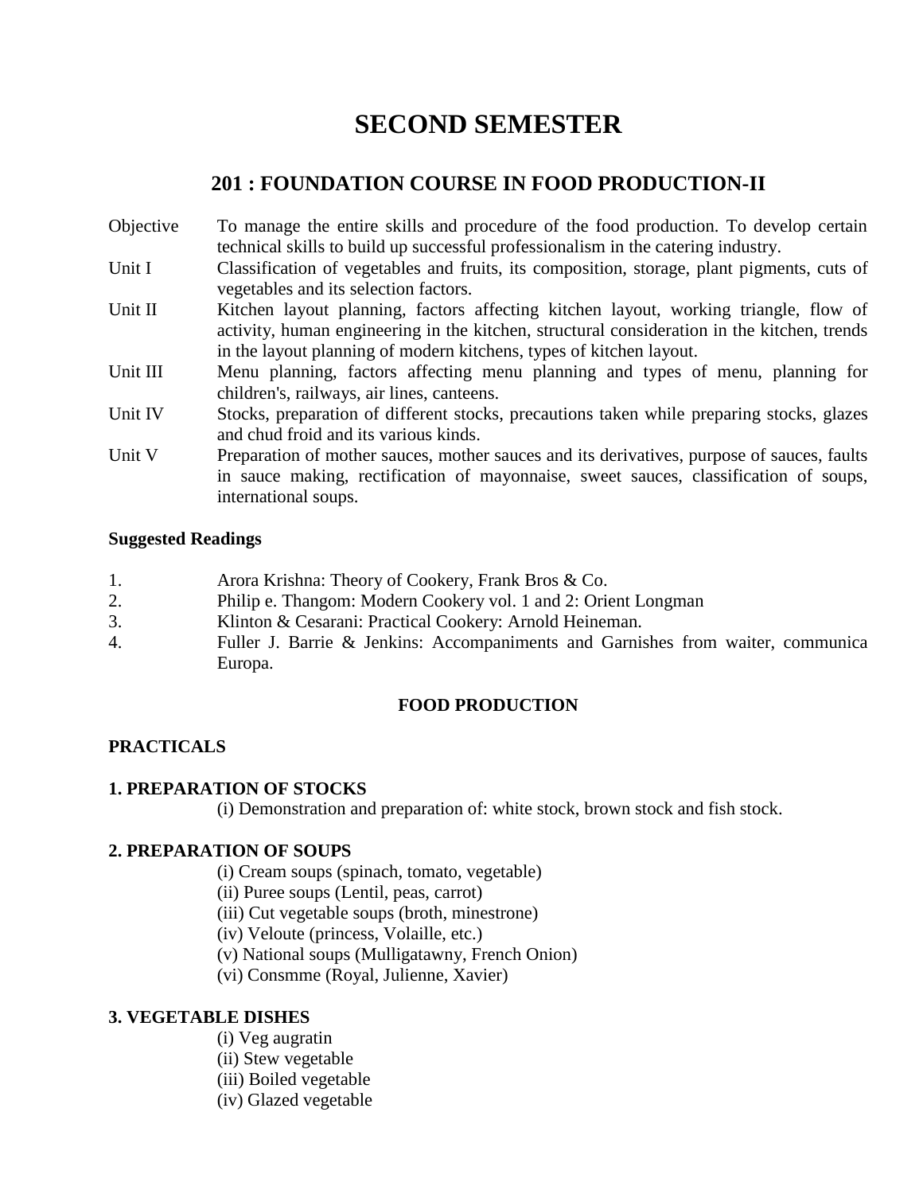# SECOND SEMESTER

## 201 : FOUNDATION COURSE IN FOOD PRODUCTION-II

Objective — To manage the entire skills and procedure of the food production. To develop certain technical skills to build up successful professionalism in the catering industry.

Unit I — Classification of vegetables and fruits, its composition, storage, plant pigments, cuts of vegetables and its selection factors.

Unit II — Kitchen layout planning, factors affecting kitchen layout, working triangle, flow of activity, human engineering in the kitchen, structural consideration in the kitchen, trends in the layout planning of modern kitchens, types of kitchen layout.

Unit III — Menu planning, factors affecting menu planning and types of menu, planning for children's, railways, air lines, canteens.

Unit IV — Stocks, preparation of different stocks, precautions taken while preparing stocks, glazes and chud froid and its various kinds.

Unit V — Preparation of mother sauces, mother sauces and its derivatives, purpose of sauces, faults in sauce making, rectification of mayonnaise, sweet sauces, classification of soups, international soups.

**Suggested Readings**

1. Arora Krishna: Theory of Cookery, Frank Bros & Co.
2. Philip e. Thangom: Modern Cookery vol. 1 and 2: Orient Longman
3. Klinton & Cesarani: Practical Cookery: Arnold Heineman.
4. Fuller J. Barrie & Jenkins: Accompaniments and Garnishes from waiter, communica Europa.

**FOOD PRODUCTION**

**PRACTICALS**

**1. PREPARATION OF STOCKS**

(i) Demonstration and preparation of: white stock, brown stock and fish stock.

**2. PREPARATION OF SOUPS**

(i) Cream soups (spinach, tomato, vegetable)
(ii) Puree soups (Lentil, peas, carrot)
(iii) Cut vegetable soups (broth, minestrone)
(iv) Veloute (princess, Volaille, etc.)
(v) National soups (Mulligatawny, French Onion)
(vi) Consmme (Royal, Julienne, Xavier)

**3. VEGETABLE DISHES**

(i) Veg augratin
(ii) Stew vegetable
(iii) Boiled vegetable
(iv) Glazed vegetable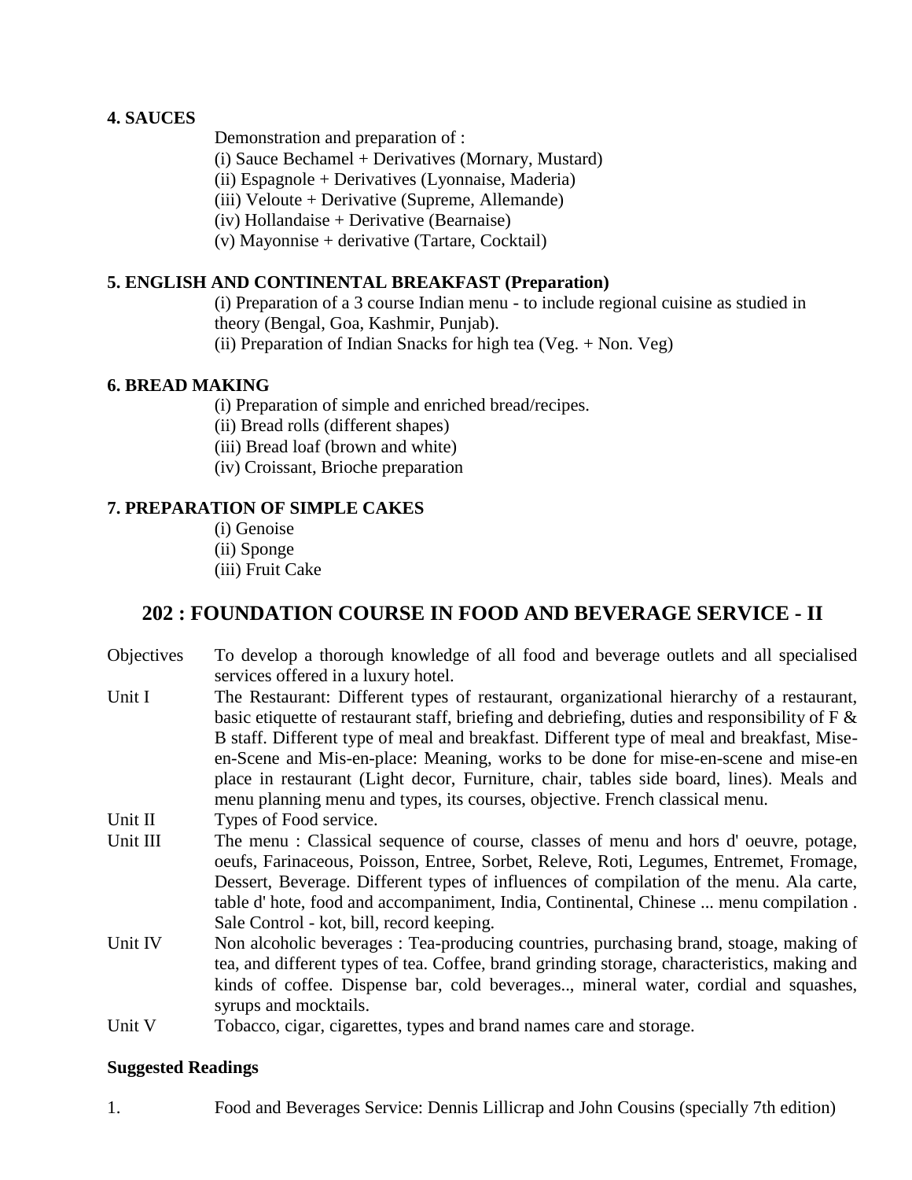**4. SAUCES**

Demonstration and preparation of :

(i) Sauce Bechamel + Derivatives (Mornary, Mustard)
(ii) Espagnole + Derivatives (Lyonnaise, Maderia)
(iii) Veloute + Derivative (Supreme, Allemande)
(iv) Hollandaise + Derivative (Bearnaise)
(v) Mayonnise + derivative (Tartare, Cocktail)

**5. ENGLISH AND CONTINENTAL BREAKFAST (Preparation)**

(i) Preparation of a 3 course Indian menu - to include regional cuisine as studied in theory (Bengal, Goa, Kashmir, Punjab).
(ii) Preparation of Indian Snacks for high tea (Veg. + Non. Veg)

**6. BREAD MAKING**

(i) Preparation of simple and enriched bread/recipes.
(ii) Bread rolls (different shapes)
(iii) Bread loaf (brown and white)
(iv) Croissant, Brioche preparation

**7. PREPARATION OF SIMPLE CAKES**

(i) Genoise
(ii) Sponge
(iii) Fruit Cake

## 202 : FOUNDATION COURSE IN FOOD AND BEVERAGE SERVICE - II

Objectives — To develop a thorough knowledge of all food and beverage outlets and all specialised services offered in a luxury hotel.

Unit I — The Restaurant: Different types of restaurant, organizational hierarchy of a restaurant, basic etiquette of restaurant staff, briefing and debriefing, duties and responsibility of F & B staff. Different type of meal and breakfast. Different type of meal and breakfast, Mise-en-Scene and Mis-en-place: Meaning, works to be done for mise-en-scene and mise-en place in restaurant (Light decor, Furniture, chair, tables side board, lines). Meals and menu planning menu and types, its courses, objective. French classical menu.

Unit II — Types of Food service.

Unit III — The menu : Classical sequence of course, classes of menu and hors d' oeuvre, potage, oeufs, Farinaceous, Poisson, Entree, Sorbet, Releve, Roti, Legumes, Entremet, Fromage, Dessert, Beverage. Different types of influences of compilation of the menu. Ala carte, table d' hote, food and accompaniment, India, Continental, Chinese ... menu compilation . Sale Control - kot, bill, record keeping.

Unit IV — Non alcoholic beverages : Tea-producing countries, purchasing brand, stoage, making of tea, and different types of tea. Coffee, brand grinding storage, characteristics, making and kinds of coffee. Dispense bar, cold beverages.., mineral water, cordial and squashes, syrups and mocktails.

Unit V — Tobacco, cigar, cigarettes, types and brand names care and storage.

**Suggested Readings**

1. Food and Beverages Service: Dennis Lillicrap and John Cousins (specially 7th edition)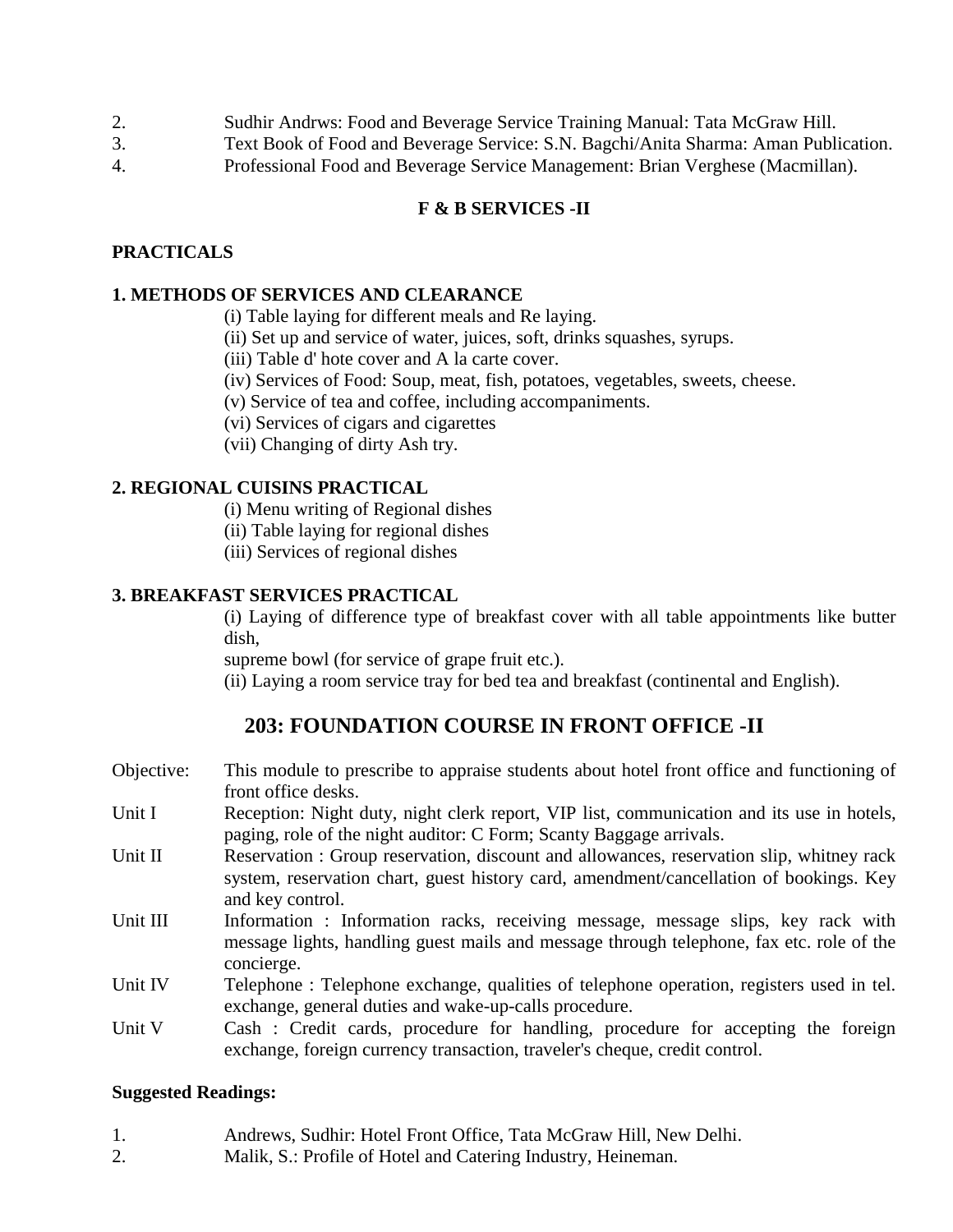2. Sudhir Andrws: Food and Beverage Service Training Manual: Tata McGraw Hill.
3. Text Book of Food and Beverage Service: S.N. Bagchi/Anita Sharma: Aman Publication.
4. Professional Food and Beverage Service Management: Brian Verghese (Macmillan).

**F & B SERVICES -II**

**PRACTICALS**

**1. METHODS OF SERVICES AND CLEARANCE**

(i) Table laying for different meals and Re laying.
(ii) Set up and service of water, juices, soft, drinks squashes, syrups.
(iii) Table d' hote cover and A la carte cover.
(iv) Services of Food: Soup, meat, fish, potatoes, vegetables, sweets, cheese.
(v) Service of tea and coffee, including accompaniments.
(vi) Services of cigars and cigarettes
(vii) Changing of dirty Ash try.

**2. REGIONAL CUISINS PRACTICAL**

(i) Menu writing of Regional dishes
(ii) Table laying for regional dishes
(iii) Services of regional dishes

**3. BREAKFAST SERVICES PRACTICAL**

(i) Laying of difference type of breakfast cover with all table appointments like butter dish,
supreme bowl (for service of grape fruit etc.).
(ii) Laying a room service tray for bed tea and breakfast (continental and English).

## 203: FOUNDATION COURSE IN FRONT OFFICE -II

Objective: This module to prescribe to appraise students about hotel front office and functioning of front office desks.

Unit I Reception: Night duty, night clerk report, VIP list, communication and its use in hotels, paging, role of the night auditor: C Form; Scanty Baggage arrivals.

Unit II Reservation : Group reservation, discount and allowances, reservation slip, whitney rack system, reservation chart, guest history card, amendment/cancellation of bookings. Key and key control.

Unit III Information : Information racks, receiving message, message slips, key rack with message lights, handling guest mails and message through telephone, fax etc. role of the concierge.

Unit IV Telephone : Telephone exchange, qualities of telephone operation, registers used in tel. exchange, general duties and wake-up-calls procedure.

Unit V Cash : Credit cards, procedure for handling, procedure for accepting the foreign exchange, foreign currency transaction, traveler's cheque, credit control.

**Suggested Readings:**

1. Andrews, Sudhir: Hotel Front Office, Tata McGraw Hill, New Delhi.
2. Malik, S.: Profile of Hotel and Catering Industry, Heineman.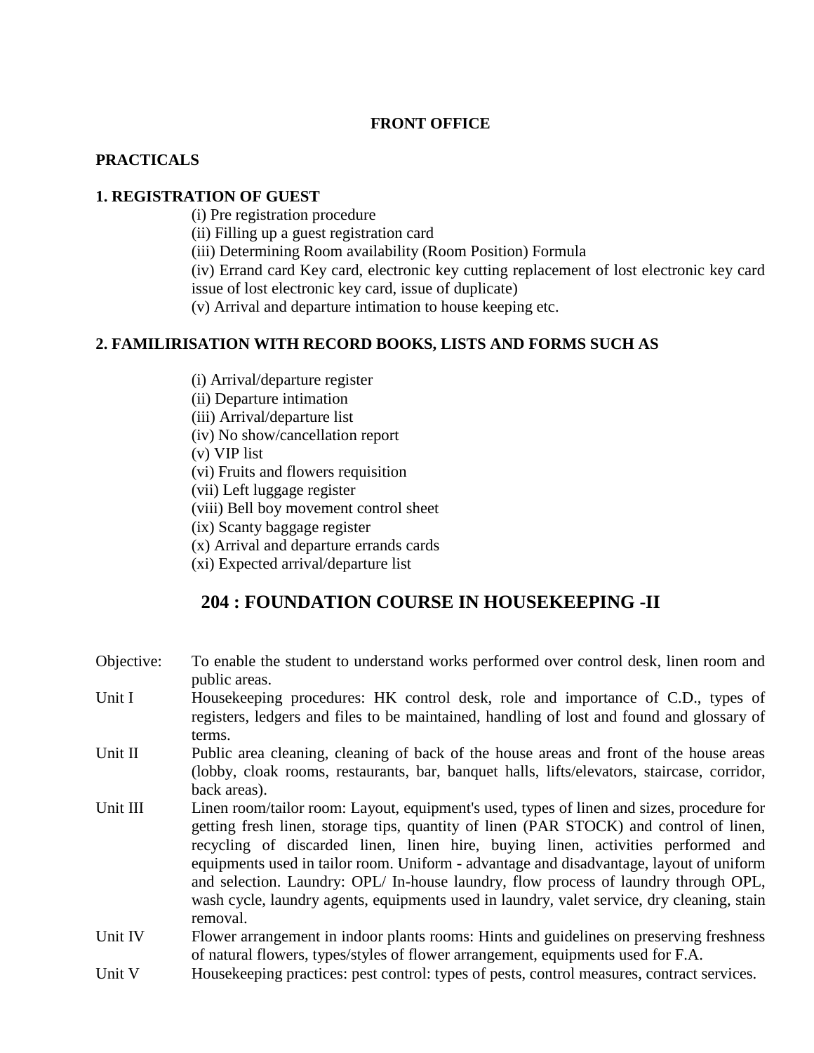**FRONT OFFICE**

**PRACTICALS**

**1. REGISTRATION OF GUEST**

(i) Pre registration procedure
(ii) Filling up a guest registration card
(iii) Determining Room availability (Room Position) Formula
(iv) Errand card Key card, electronic key cutting replacement of lost electronic key card issue of lost electronic key card, issue of duplicate)
(v) Arrival and departure intimation to house keeping etc.

**2. FAMILIRISATION WITH RECORD BOOKS, LISTS AND FORMS SUCH AS**

(i) Arrival/departure register
(ii) Departure intimation
(iii) Arrival/departure list
(iv) No show/cancellation report
(v) VIP list
(vi) Fruits and flowers requisition
(vii) Left luggage register
(viii) Bell boy movement control sheet
(ix) Scanty baggage register
(x) Arrival and departure errands cards
(xi) Expected arrival/departure list

## 204 : FOUNDATION COURSE IN HOUSEKEEPING -II

| | |
|---|---|
| Objective: | To enable the student to understand works performed over control desk, linen room and public areas. |
| Unit I | Housekeeping procedures: HK control desk, role and importance of C.D., types of registers, ledgers and files to be maintained, handling of lost and found and glossary of terms. |
| Unit II | Public area cleaning, cleaning of back of the house areas and front of the house areas (lobby, cloak rooms, restaurants, bar, banquet halls, lifts/elevators, staircase, corridor, back areas). |
| Unit III | Linen room/tailor room: Layout, equipment's used, types of linen and sizes, procedure for getting fresh linen, storage tips, quantity of linen (PAR STOCK) and control of linen, recycling of discarded linen, linen hire, buying linen, activities performed and equipments used in tailor room. Uniform - advantage and disadvantage, layout of uniform and selection. Laundry: OPL/ In-house laundry, flow process of laundry through OPL, wash cycle, laundry agents, equipments used in laundry, valet service, dry cleaning, stain removal. |
| Unit IV | Flower arrangement in indoor plants rooms: Hints and guidelines on preserving freshness of natural flowers, types/styles of flower arrangement, equipments used for F.A. |
| Unit V | Housekeeping practices: pest control: types of pests, control measures, contract services. |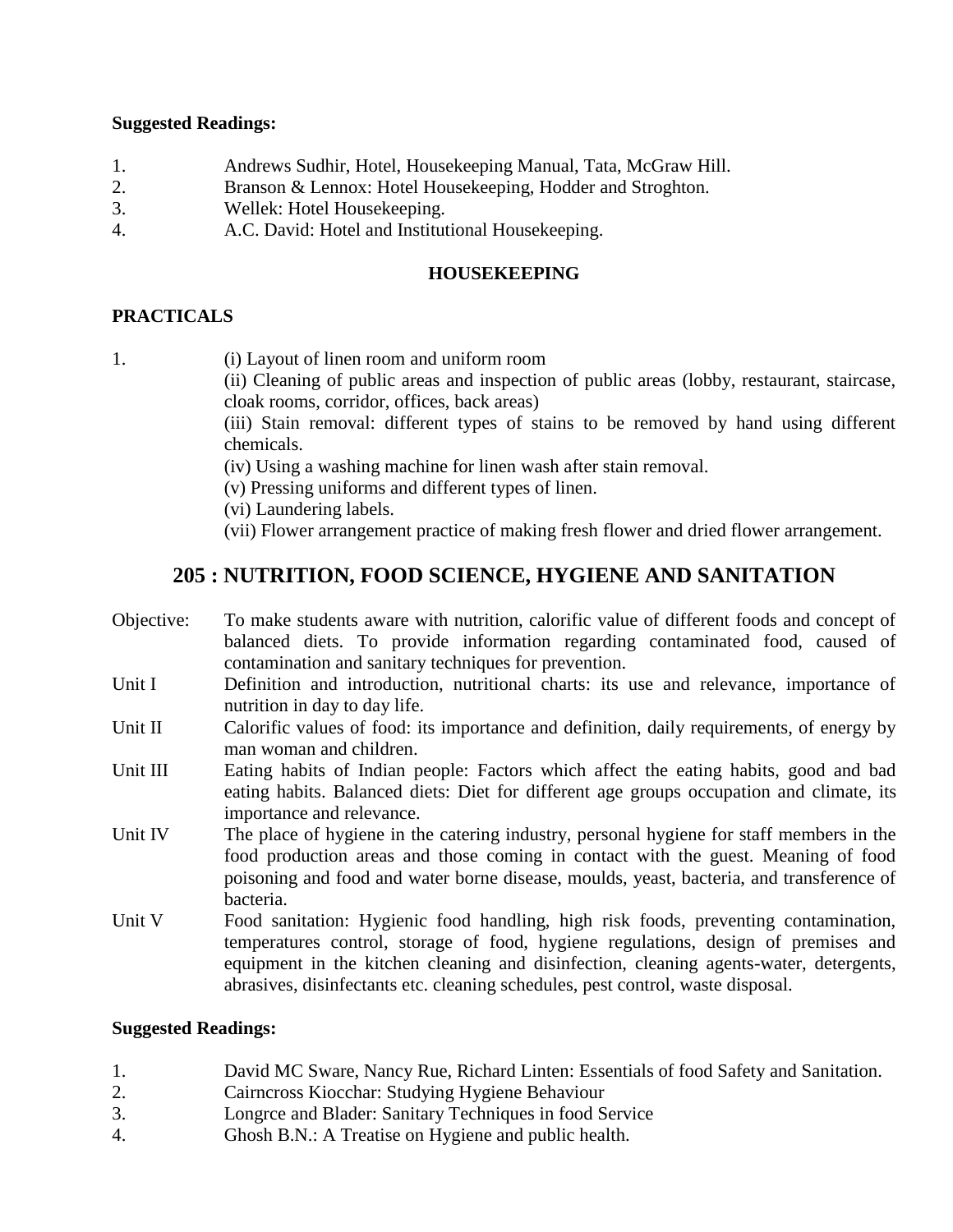**Suggested Readings:**

1. Andrews Sudhir, Hotel, Housekeeping Manual, Tata, McGraw Hill.
2. Branson & Lennox: Hotel Housekeeping, Hodder and Stroghton.
3. Wellek: Hotel Housekeeping.
4. A.C. David: Hotel and Institutional Housekeeping.

**HOUSEKEEPING**

**PRACTICALS**

1. (i) Layout of linen room and uniform room
   (ii) Cleaning of public areas and inspection of public areas (lobby, restaurant, staircase, cloak rooms, corridor, offices, back areas)
   (iii) Stain removal: different types of stains to be removed by hand using different chemicals.
   (iv) Using a washing machine for linen wash after stain removal.
   (v) Pressing uniforms and different types of linen.
   (vi) Laundering labels.
   (vii) Flower arrangement practice of making fresh flower and dried flower arrangement.

## 205 : NUTRITION, FOOD SCIENCE, HYGIENE AND SANITATION

Objective: To make students aware with nutrition, calorific value of different foods and concept of balanced diets. To provide information regarding contaminated food, caused of contamination and sanitary techniques for prevention.

Unit I Definition and introduction, nutritional charts: its use and relevance, importance of nutrition in day to day life.

Unit II Calorific values of food: its importance and definition, daily requirements, of energy by man woman and children.

Unit III Eating habits of Indian people: Factors which affect the eating habits, good and bad eating habits. Balanced diets: Diet for different age groups occupation and climate, its importance and relevance.

Unit IV The place of hygiene in the catering industry, personal hygiene for staff members in the food production areas and those coming in contact with the guest. Meaning of food poisoning and food and water borne disease, moulds, yeast, bacteria, and transference of bacteria.

Unit V Food sanitation: Hygienic food handling, high risk foods, preventing contamination, temperatures control, storage of food, hygiene regulations, design of premises and equipment in the kitchen cleaning and disinfection, cleaning agents-water, detergents, abrasives, disinfectants etc. cleaning schedules, pest control, waste disposal.

**Suggested Readings:**

1. David MC Sware, Nancy Rue, Richard Linten: Essentials of food Safety and Sanitation.
2. Cairncross Kiocchar: Studying Hygiene Behaviour
3. Longrce and Blader: Sanitary Techniques in food Service
4. Ghosh B.N.: A Treatise on Hygiene and public health.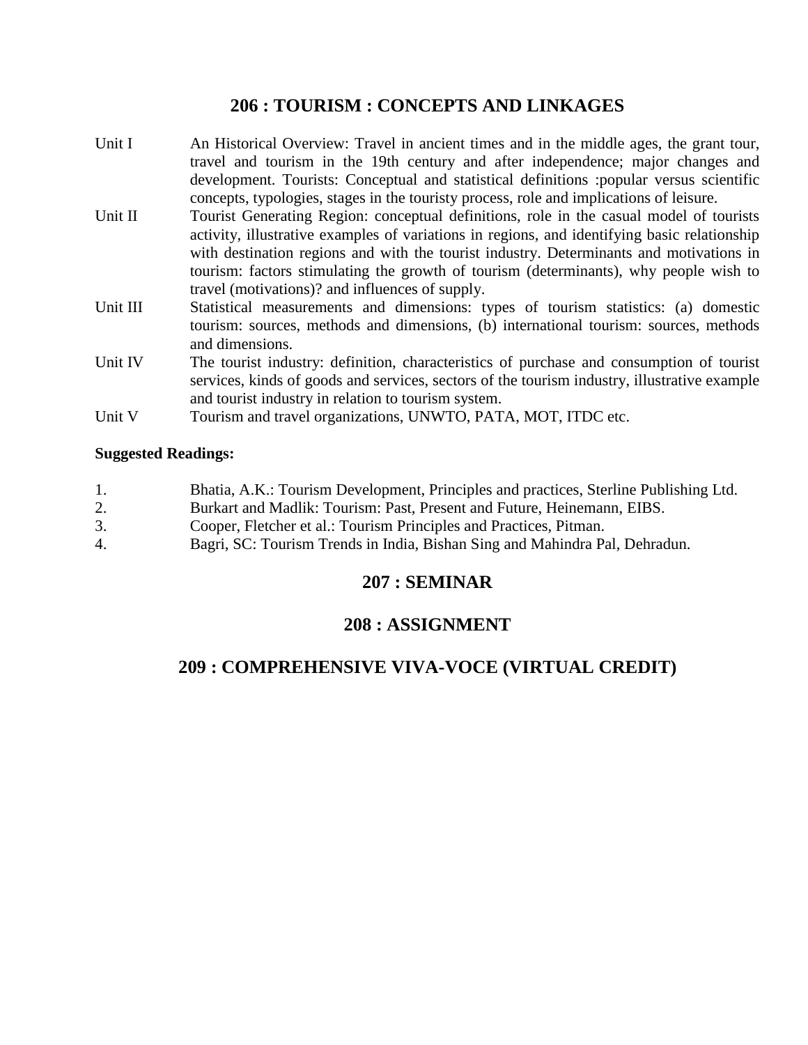## 206 : TOURISM : CONCEPTS AND LINKAGES

Unit I An Historical Overview: Travel in ancient times and in the middle ages, the grant tour, travel and tourism in the 19th century and after independence; major changes and development. Tourists: Conceptual and statistical definitions :popular versus scientific concepts, typologies, stages in the touristy process, role and implications of leisure.

Unit II Tourist Generating Region: conceptual definitions, role in the casual model of tourists activity, illustrative examples of variations in regions, and identifying basic relationship with destination regions and with the tourist industry. Determinants and motivations in tourism: factors stimulating the growth of tourism (determinants), why people wish to travel (motivations)? and influences of supply.

Unit III Statistical measurements and dimensions: types of tourism statistics: (a) domestic tourism: sources, methods and dimensions, (b) international tourism: sources, methods and dimensions.

Unit IV The tourist industry: definition, characteristics of purchase and consumption of tourist services, kinds of goods and services, sectors of the tourism industry, illustrative example and tourist industry in relation to tourism system.

Unit V Tourism and travel organizations, UNWTO, PATA, MOT, ITDC etc.

**Suggested Readings:**

1. Bhatia, A.K.: Tourism Development, Principles and practices, Sterline Publishing Ltd.
2. Burkart and Madlik: Tourism: Past, Present and Future, Heinemann, EIBS.
3. Cooper, Fletcher et al.: Tourism Principles and Practices, Pitman.
4. Bagri, SC: Tourism Trends in India, Bishan Sing and Mahindra Pal, Dehradun.

## 207 : SEMINAR

## 208 : ASSIGNMENT

## 209 : COMPREHENSIVE VIVA-VOCE (VIRTUAL CREDIT)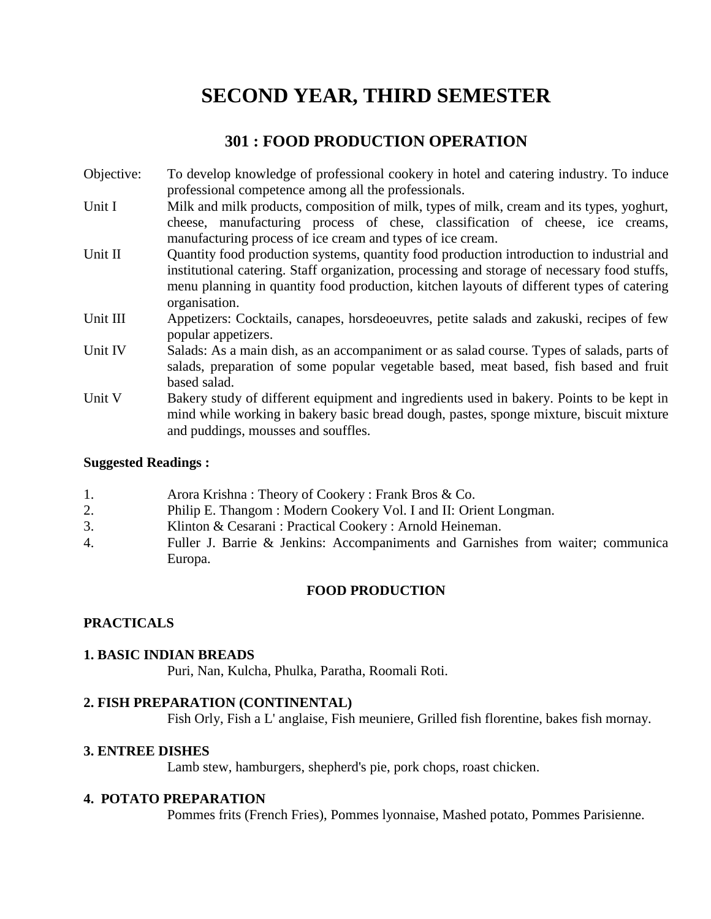# SECOND YEAR, THIRD SEMESTER

## 301 : FOOD PRODUCTION OPERATION

Objective: To develop knowledge of professional cookery in hotel and catering industry. To induce professional competence among all the professionals.

Unit I Milk and milk products, composition of milk, types of milk, cream and its types, yoghurt, cheese, manufacturing process of chese, classification of cheese, ice creams, manufacturing process of ice cream and types of ice cream.

Unit II Quantity food production systems, quantity food production introduction to industrial and institutional catering. Staff organization, processing and storage of necessary food stuffs, menu planning in quantity food production, kitchen layouts of different types of catering organisation.

Unit III Appetizers: Cocktails, canapes, horsdeoeuvres, petite salads and zakuski, recipes of few popular appetizers.

Unit IV Salads: As a main dish, as an accompaniment or as salad course. Types of salads, parts of salads, preparation of some popular vegetable based, meat based, fish based and fruit based salad.

Unit V Bakery study of different equipment and ingredients used in bakery. Points to be kept in mind while working in bakery basic bread dough, pastes, sponge mixture, biscuit mixture and puddings, mousses and souffles.

**Suggested Readings :**

1. Arora Krishna : Theory of Cookery : Frank Bros & Co.
2. Philip E. Thangom : Modern Cookery Vol. I and II: Orient Longman.
3. Klinton & Cesarani : Practical Cookery : Arnold Heineman.
4. Fuller J. Barrie & Jenkins: Accompaniments and Garnishes from waiter; communica Europa.

**FOOD PRODUCTION**

**PRACTICALS**

**1. BASIC INDIAN BREADS**

Puri, Nan, Kulcha, Phulka, Paratha, Roomali Roti.

**2. FISH PREPARATION (CONTINENTAL)**

Fish Orly, Fish a L' anglaise, Fish meuniere, Grilled fish florentine, bakes fish mornay.

**3. ENTREE DISHES**

Lamb stew, hamburgers, shepherd's pie, pork chops, roast chicken.

**4. POTATO PREPARATION**

Pommes frits (French Fries), Pommes lyonnaise, Mashed potato, Pommes Parisienne.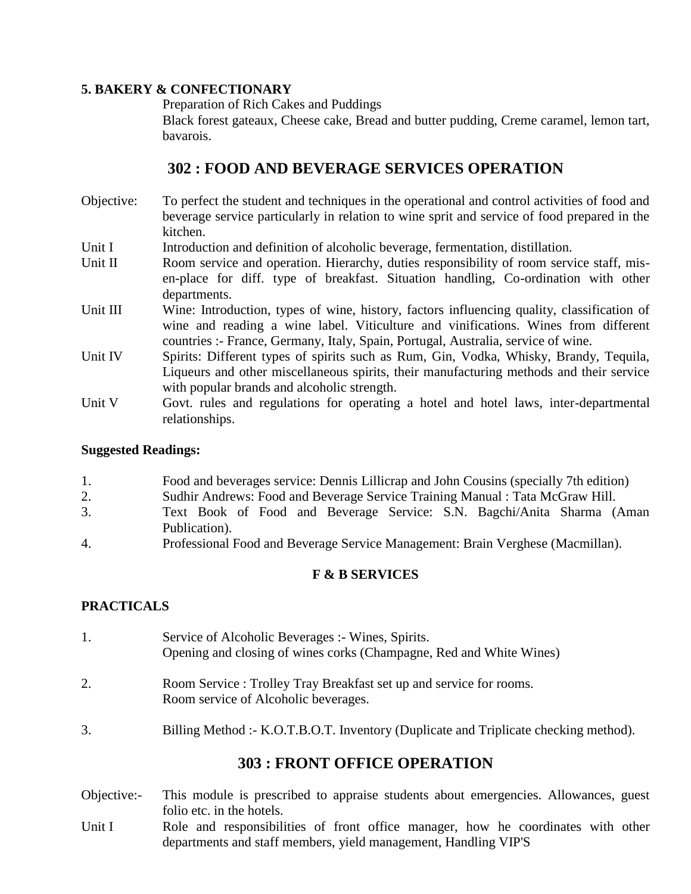**5. BAKERY & CONFECTIONARY**

Preparation of Rich Cakes and Puddings

Black forest gateaux, Cheese cake, Bread and butter pudding, Creme caramel, lemon tart, bavarois.

## 302 : FOOD AND BEVERAGE SERVICES OPERATION

Objective: To perfect the student and techniques in the operational and control activities of food and beverage service particularly in relation to wine sprit and service of food prepared in the kitchen.

Unit I Introduction and definition of alcoholic beverage, fermentation, distillation.

Unit II Room service and operation. Hierarchy, duties responsibility of room service staff, mis-en-place for diff. type of breakfast. Situation handling, Co-ordination with other departments.

Unit III Wine: Introduction, types of wine, history, factors influencing quality, classification of wine and reading a wine label. Viticulture and vinifications. Wines from different countries :- France, Germany, Italy, Spain, Portugal, Australia, service of wine.

Unit IV Spirits: Different types of spirits such as Rum, Gin, Vodka, Whisky, Brandy, Tequila, Liqueurs and other miscellaneous spirits, their manufacturing methods and their service with popular brands and alcoholic strength.

Unit V Govt. rules and regulations for operating a hotel and hotel laws, inter-departmental relationships.

**Suggested Readings:**

1. Food and beverages service: Dennis Lillicrap and John Cousins (specially 7th edition)
2. Sudhir Andrews: Food and Beverage Service Training Manual : Tata McGraw Hill.
3. Text Book of Food and Beverage Service: S.N. Bagchi/Anita Sharma (Aman Publication).
4. Professional Food and Beverage Service Management: Brain Verghese (Macmillan).

**F & B SERVICES**

**PRACTICALS**

1. Service of Alcoholic Beverages :- Wines, Spirits.
   Opening and closing of wines corks (Champagne, Red and White Wines)

2. Room Service : Trolley Tray Breakfast set up and service for rooms.
   Room service of Alcoholic beverages.

3. Billing Method :- K.O.T.B.O.T. Inventory (Duplicate and Triplicate checking method).

## 303 : FRONT OFFICE OPERATION

Objective:- This module is prescribed to appraise students about emergencies. Allowances, guest folio etc. in the hotels.

Unit I Role and responsibilities of front office manager, how he coordinates with other departments and staff members, yield management, Handling VIP'S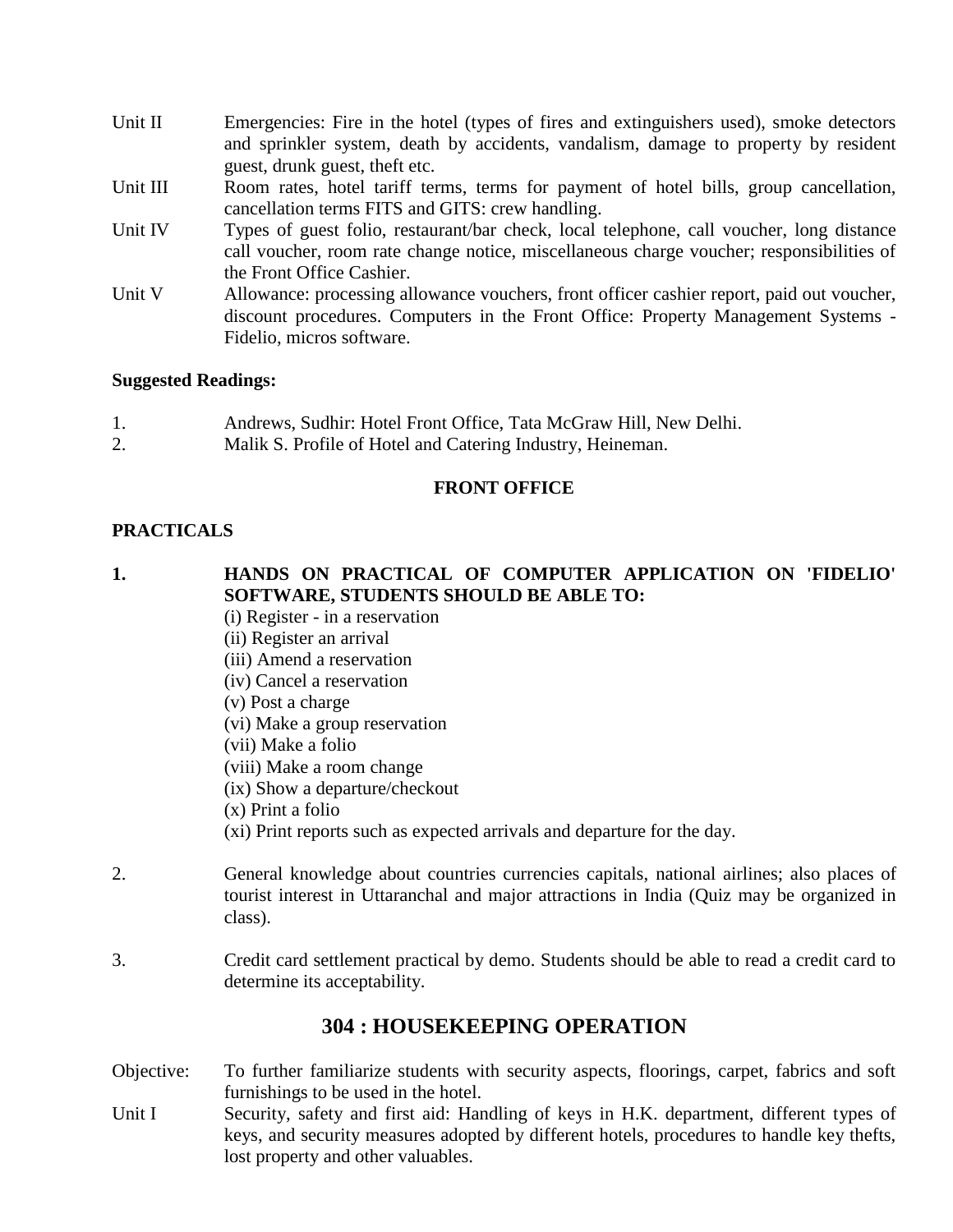Unit II Emergencies: Fire in the hotel (types of fires and extinguishers used), smoke detectors and sprinkler system, death by accidents, vandalism, damage to property by resident guest, drunk guest, theft etc.

Unit III Room rates, hotel tariff terms, terms for payment of hotel bills, group cancellation, cancellation terms FITS and GITS: crew handling.

Unit IV Types of guest folio, restaurant/bar check, local telephone, call voucher, long distance call voucher, room rate change notice, miscellaneous charge voucher; responsibilities of the Front Office Cashier.

Unit V Allowance: processing allowance vouchers, front officer cashier report, paid out voucher, discount procedures. Computers in the Front Office: Property Management Systems - Fidelio, micros software.

**Suggested Readings:**

1. Andrews, Sudhir: Hotel Front Office, Tata McGraw Hill, New Delhi.
2. Malik S. Profile of Hotel and Catering Industry, Heineman.

**FRONT OFFICE**

**PRACTICALS**

1. **HANDS ON PRACTICAL OF COMPUTER APPLICATION ON 'FIDELIO' SOFTWARE, STUDENTS SHOULD BE ABLE TO:**
   (i) Register - in a reservation
   (ii) Register an arrival
   (iii) Amend a reservation
   (iv) Cancel a reservation
   (v) Post a charge
   (vi) Make a group reservation
   (vii) Make a folio
   (viii) Make a room change
   (ix) Show a departure/checkout
   (x) Print a folio
   (xi) Print reports such as expected arrivals and departure for the day.

2. General knowledge about countries currencies capitals, national airlines; also places of tourist interest in Uttaranchal and major attractions in India (Quiz may be organized in class).

3. Credit card settlement practical by demo. Students should be able to read a credit card to determine its acceptability.

## 304 : HOUSEKEEPING OPERATION

Objective: To further familiarize students with security aspects, floorings, carpet, fabrics and soft furnishings to be used in the hotel.

Unit I Security, safety and first aid: Handling of keys in H.K. department, different types of keys, and security measures adopted by different hotels, procedures to handle key thefts, lost property and other valuables.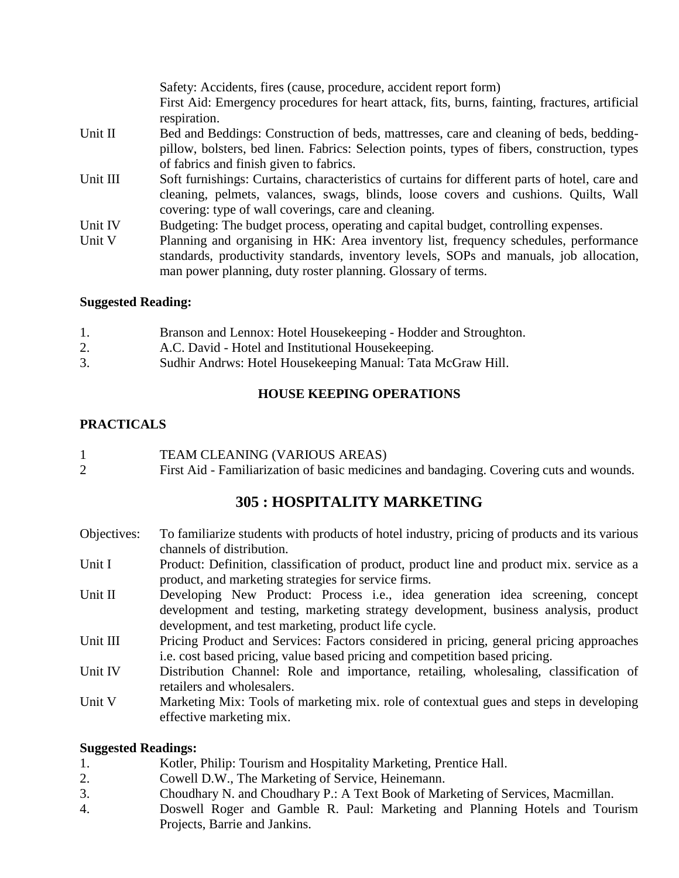| | |
|---|---|
| | Safety: Accidents, fires (cause, procedure, accident report form)<br>First Aid: Emergency procedures for heart attack, fits, burns, fainting, fractures, artificial respiration. |
| Unit II | Bed and Beddings: Construction of beds, mattresses, care and cleaning of beds, bedding-pillow, bolsters, bed linen. Fabrics: Selection points, types of fibers, construction, types of fabrics and finish given to fabrics. |
| Unit III | Soft furnishings: Curtains, characteristics of curtains for different parts of hotel, care and cleaning, pelmets, valances, swags, blinds, loose covers and cushions. Quilts, Wall covering: type of wall coverings, care and cleaning. |
| Unit IV | Budgeting: The budget process, operating and capital budget, controlling expenses. |
| Unit V | Planning and organising in HK: Area inventory list, frequency schedules, performance standards, productivity standards, inventory levels, SOPs and manuals, job allocation, man power planning, duty roster planning. Glossary of terms. |

**Suggested Reading:**

1. Branson and Lennox: Hotel Housekeeping - Hodder and Stroughton.
2. A.C. David - Hotel and Institutional Housekeeping.
3. Sudhir Andrws: Hotel Housekeeping Manual: Tata McGraw Hill.

**HOUSE KEEPING OPERATIONS**

**PRACTICALS**

1. TEAM CLEANING (VARIOUS AREAS)
2. First Aid - Familiarization of basic medicines and bandaging. Covering cuts and wounds.

## 305 : HOSPITALITY MARKETING

| | |
|---|---|
| Objectives: | To familiarize students with products of hotel industry, pricing of products and its various channels of distribution. |
| Unit I | Product: Definition, classification of product, product line and product mix. service as a product, and marketing strategies for service firms. |
| Unit II | Developing New Product: Process i.e., idea generation idea screening, concept development and testing, marketing strategy development, business analysis, product development, and test marketing, product life cycle. |
| Unit III | Pricing Product and Services: Factors considered in pricing, general pricing approaches i.e. cost based pricing, value based pricing and competition based pricing. |
| Unit IV | Distribution Channel: Role and importance, retailing, wholesaling, classification of retailers and wholesalers. |
| Unit V | Marketing Mix: Tools of marketing mix. role of contextual gues and steps in developing effective marketing mix. |

**Suggested Readings:**

1. Kotler, Philip: Tourism and Hospitality Marketing, Prentice Hall.
2. Cowell D.W., The Marketing of Service, Heinemann.
3. Choudhary N. and Choudhary P.: A Text Book of Marketing of Services, Macmillan.
4. Doswell Roger and Gamble R. Paul: Marketing and Planning Hotels and Tourism Projects, Barrie and Jankins.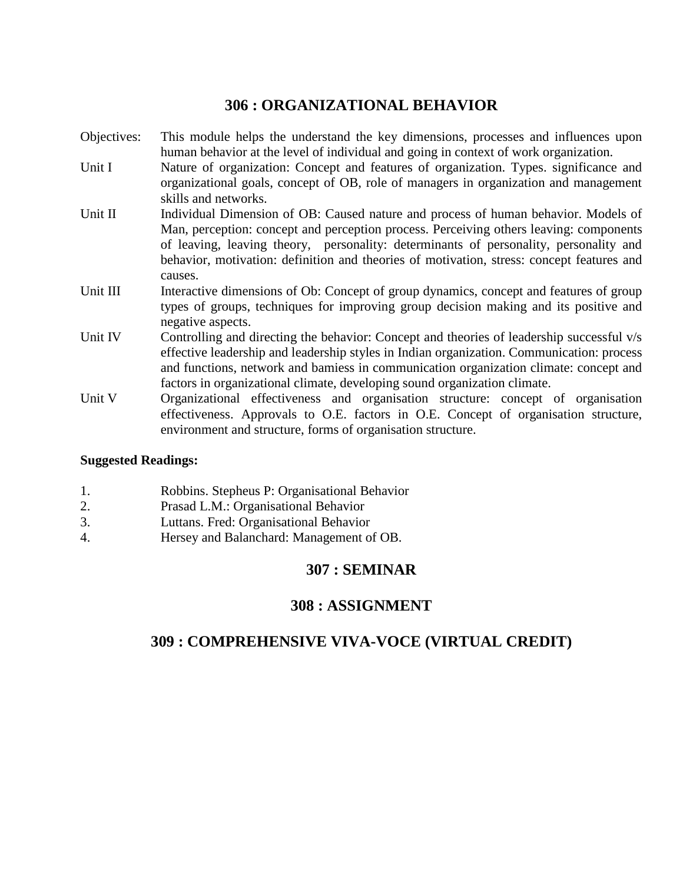## 306 : ORGANIZATIONAL BEHAVIOR

Objectives: This module helps the understand the key dimensions, processes and influences upon human behavior at the level of individual and going in context of work organization.

Unit I Nature of organization: Concept and features of organization. Types. significance and organizational goals, concept of OB, role of managers in organization and management skills and networks.

Unit II Individual Dimension of OB: Caused nature and process of human behavior. Models of Man, perception: concept and perception process. Perceiving others leaving: components of leaving, leaving theory, personality: determinants of personality, personality and behavior, motivation: definition and theories of motivation, stress: concept features and causes.

Unit III Interactive dimensions of Ob: Concept of group dynamics, concept and features of group types of groups, techniques for improving group decision making and its positive and negative aspects.

Unit IV Controlling and directing the behavior: Concept and theories of leadership successful v/s effective leadership and leadership styles in Indian organization. Communication: process and functions, network and bamiess in communication organization climate: concept and factors in organizational climate, developing sound organization climate.

Unit V Organizational effectiveness and organisation structure: concept of organisation effectiveness. Approvals to O.E. factors in O.E. Concept of organisation structure, environment and structure, forms of organisation structure.

**Suggested Readings:**

1. Robbins. Stepheus P: Organisational Behavior
2. Prasad L.M.: Organisational Behavior
3. Luttans. Fred: Organisational Behavior
4. Hersey and Balanchard: Management of OB.

## 307 : SEMINAR

## 308 : ASSIGNMENT

## 309 : COMPREHENSIVE VIVA-VOCE (VIRTUAL CREDIT)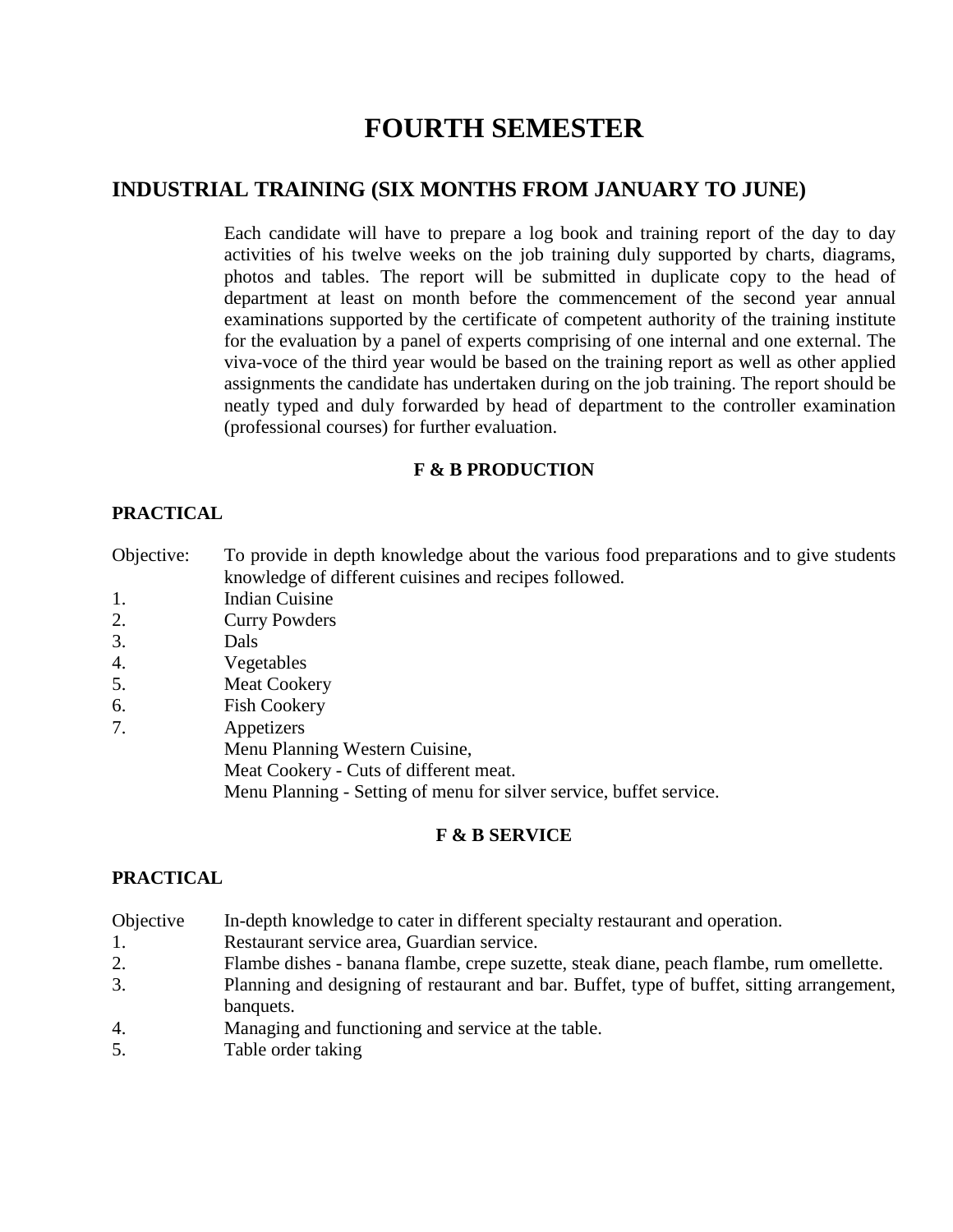# FOURTH SEMESTER

## INDUSTRIAL TRAINING (SIX MONTHS FROM JANUARY TO JUNE)

Each candidate will have to prepare a log book and training report of the day to day activities of his twelve weeks on the job training duly supported by charts, diagrams, photos and tables. The report will be submitted in duplicate copy to the head of department at least on month before the commencement of the second year annual examinations supported by the certificate of competent authority of the training institute for the evaluation by a panel of experts comprising of one internal and one external. The viva-voce of the third year would be based on the training report as well as other applied assignments the candidate has undertaken during on the job training. The report should be neatly typed and duly forwarded by head of department to the controller examination (professional courses) for further evaluation.

**F & B PRODUCTION**

**PRACTICAL**

Objective: To provide in depth knowledge about the various food preparations and to give students knowledge of different cuisines and recipes followed.

1. Indian Cuisine
2. Curry Powders
3. Dals
4. Vegetables
5. Meat Cookery
6. Fish Cookery
7. Appetizers

   Menu Planning Western Cuisine,

   Meat Cookery - Cuts of different meat.

   Menu Planning - Setting of menu for silver service, buffet service.

**F & B SERVICE**

**PRACTICAL**

Objective In-depth knowledge to cater in different specialty restaurant and operation.

1. Restaurant service area, Guardian service.
2. Flambe dishes - banana flambe, crepe suzette, steak diane, peach flambe, rum omellette.
3. Planning and designing of restaurant and bar. Buffet, type of buffet, sitting arrangement, banquets.
4. Managing and functioning and service at the table.
5. Table order taking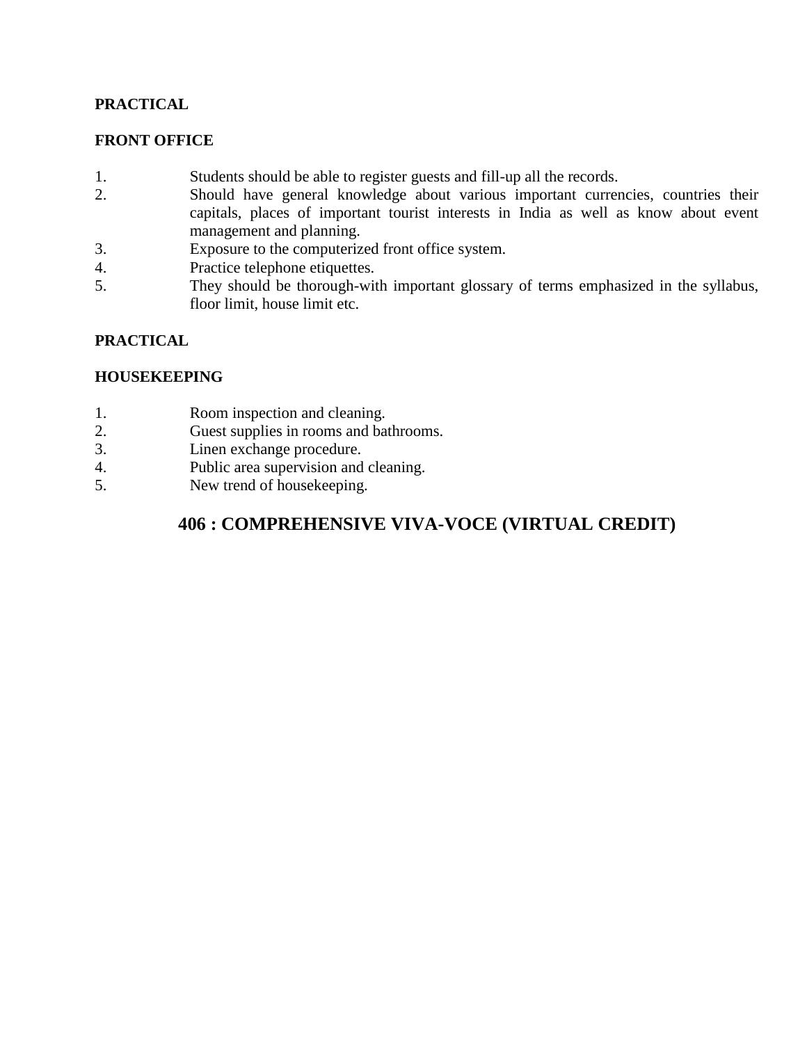**PRACTICAL**

**FRONT OFFICE**

1. Students should be able to register guests and fill-up all the records.
2. Should have general knowledge about various important currencies, countries their capitals, places of important tourist interests in India as well as know about event management and planning.
3. Exposure to the computerized front office system.
4. Practice telephone etiquettes.
5. They should be thorough-with important glossary of terms emphasized in the syllabus, floor limit, house limit etc.

**PRACTICAL**

**HOUSEKEEPING**

1. Room inspection and cleaning.
2. Guest supplies in rooms and bathrooms.
3. Linen exchange procedure.
4. Public area supervision and cleaning.
5. New trend of housekeeping.

## 406 : COMPREHENSIVE VIVA-VOCE (VIRTUAL CREDIT)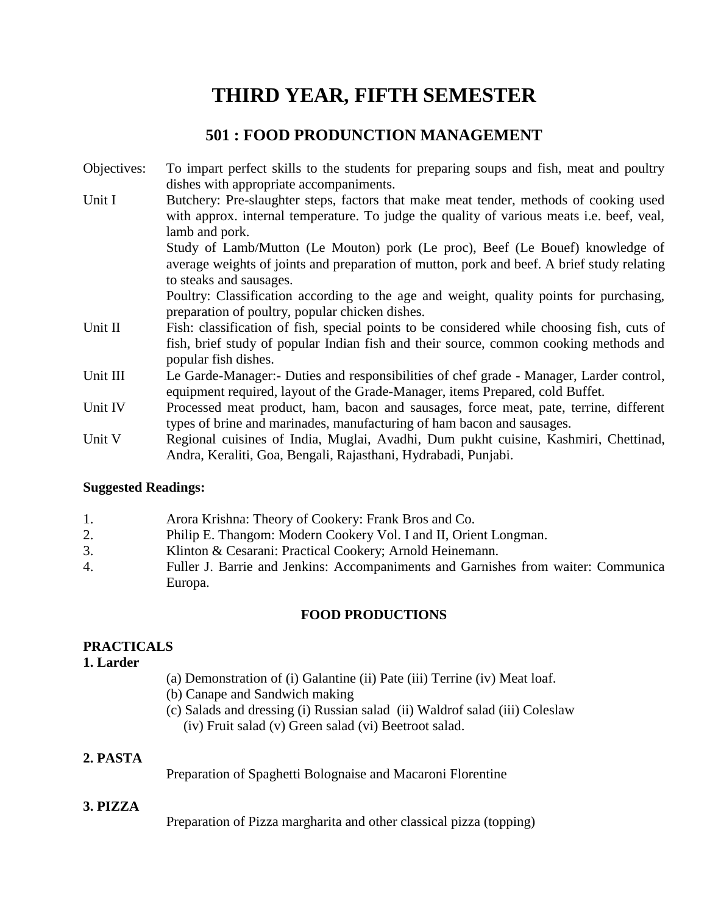# THIRD YEAR, FIFTH SEMESTER

## 501 : FOOD PRODUNCTION MANAGEMENT

Objectives: To impart perfect skills to the students for preparing soups and fish, meat and poultry dishes with appropriate accompaniments.

Unit I Butchery: Pre-slaughter steps, factors that make meat tender, methods of cooking used with approx. internal temperature. To judge the quality of various meats i.e. beef, veal, lamb and pork.

Study of Lamb/Mutton (Le Mouton) pork (Le proc), Beef (Le Bouef) knowledge of average weights of joints and preparation of mutton, pork and beef. A brief study relating to steaks and sausages.

Poultry: Classification according to the age and weight, quality points for purchasing, preparation of poultry, popular chicken dishes.

Unit II Fish: classification of fish, special points to be considered while choosing fish, cuts of fish, brief study of popular Indian fish and their source, common cooking methods and popular fish dishes.

Unit III Le Garde-Manager:- Duties and responsibilities of chef grade - Manager, Larder control, equipment required, layout of the Grade-Manager, items Prepared, cold Buffet.

Unit IV Processed meat product, ham, bacon and sausages, force meat, pate, terrine, different types of brine and marinades, manufacturing of ham bacon and sausages.

Unit V Regional cuisines of India, Muglai, Avadhi, Dum pukht cuisine, Kashmiri, Chettinad, Andra, Keraliti, Goa, Bengali, Rajasthani, Hydrabadi, Punjabi.

**Suggested Readings:**

1. Arora Krishna: Theory of Cookery: Frank Bros and Co.
2. Philip E. Thangom: Modern Cookery Vol. I and II, Orient Longman.
3. Klinton & Cesarani: Practical Cookery; Arnold Heinemann.
4. Fuller J. Barrie and Jenkins: Accompaniments and Garnishes from waiter: Communica Europa.

**FOOD PRODUCTIONS**

**PRACTICALS**

**1. Larder**

(a) Demonstration of (i) Galantine (ii) Pate (iii) Terrine (iv) Meat loaf.

(b) Canape and Sandwich making

(c) Salads and dressing (i) Russian salad (ii) Waldrof salad (iii) Coleslaw (iv) Fruit salad (v) Green salad (vi) Beetroot salad.

**2. PASTA**

Preparation of Spaghetti Bolognaise and Macaroni Florentine

**3. PIZZA**

Preparation of Pizza margharita and other classical pizza (topping)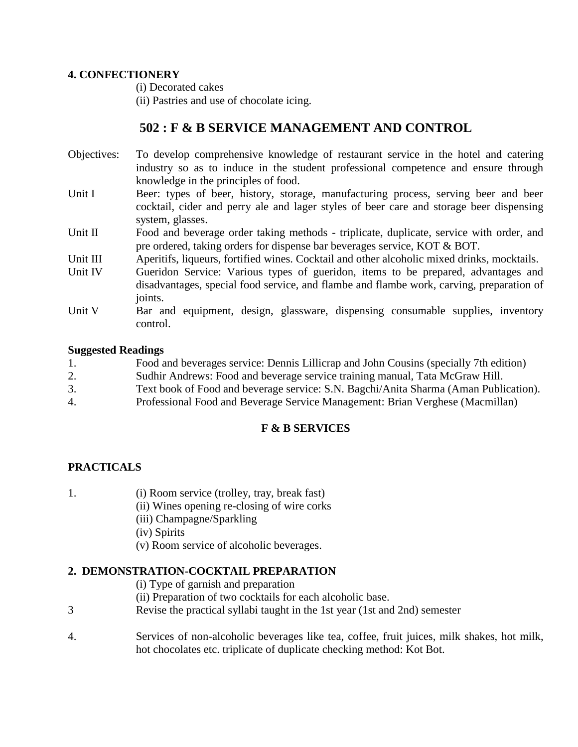**4. CONFECTIONERY**

(i) Decorated cakes

(ii) Pastries and use of chocolate icing.

## 502 : F & B SERVICE MANAGEMENT AND CONTROL

Objectives: To develop comprehensive knowledge of restaurant service in the hotel and catering industry so as to induce in the student professional competence and ensure through knowledge in the principles of food.

Unit I Beer: types of beer, history, storage, manufacturing process, serving beer and beer cocktail, cider and perry ale and lager styles of beer care and storage beer dispensing system, glasses.

Unit II Food and beverage order taking methods - triplicate, duplicate, service with order, and pre ordered, taking orders for dispense bar beverages service, KOT & BOT.

Unit III Aperitifs, liqueurs, fortified wines. Cocktail and other alcoholic mixed drinks, mocktails.

Unit IV Gueridon Service: Various types of gueridon, items to be prepared, advantages and disadvantages, special food service, and flambe and flambe work, carving, preparation of joints.

Unit V Bar and equipment, design, glassware, dispensing consumable supplies, inventory control.

**Suggested Readings**

1. Food and beverages service: Dennis Lillicrap and John Cousins (specially 7th edition)
2. Sudhir Andrews: Food and beverage service training manual, Tata McGraw Hill.
3. Text book of Food and beverage service: S.N. Bagchi/Anita Sharma (Aman Publication).
4. Professional Food and Beverage Service Management: Brian Verghese (Macmillan)

**F & B SERVICES**

**PRACTICALS**

1. (i) Room service (trolley, tray, break fast)
   (ii) Wines opening re-closing of wire corks
   (iii) Champagne/Sparkling
   (iv) Spirits
   (v) Room service of alcoholic beverages.

**2. DEMONSTRATION-COCKTAIL PREPARATION**

(i) Type of garnish and preparation

(ii) Preparation of two cocktails for each alcoholic base.

3 Revise the practical syllabi taught in the 1st year (1st and 2nd) semester

4. Services of non-alcoholic beverages like tea, coffee, fruit juices, milk shakes, hot milk, hot chocolates etc. triplicate of duplicate checking method: Kot Bot.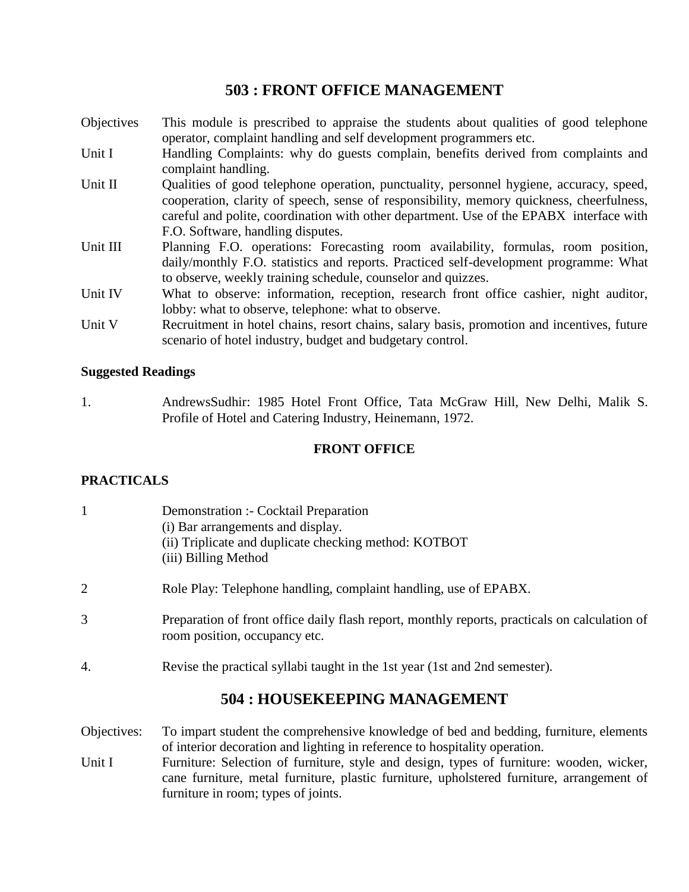## 503 : FRONT OFFICE MANAGEMENT

| | |
|---|---|
| Objectives | This module is prescribed to appraise the students about qualities of good telephone operator, complaint handling and self development programmers etc. |
| Unit I | Handling Complaints: why do guests complain, benefits derived from complaints and complaint handling. |
| Unit II | Qualities of good telephone operation, punctuality, personnel hygiene, accuracy, speed, cooperation, clarity of speech, sense of responsibility, memory quickness, cheerfulness, careful and polite, coordination with other department. Use of the EPABX interface with F.O. Software, handling disputes. |
| Unit III | Planning F.O. operations: Forecasting room availability, formulas, room position, daily/monthly F.O. statistics and reports. Practiced self-development programme: What to observe, weekly training schedule, counselor and quizzes. |
| Unit IV | What to observe: information, reception, research front office cashier, night auditor, lobby: what to observe, telephone: what to observe. |
| Unit V | Recruitment in hotel chains, resort chains, salary basis, promotion and incentives, future scenario of hotel industry, budget and budgetary control. |

**Suggested Readings**

1. AndrewsSudhir: 1985 Hotel Front Office, Tata McGraw Hill, New Delhi, Malik S. Profile of Hotel and Catering Industry, Heinemann, 1972.

**FRONT OFFICE**

**PRACTICALS**

1. Demonstration :- Cocktail Preparation
   (i) Bar arrangements and display.
   (ii) Triplicate and duplicate checking method: KOTBOT
   (iii) Billing Method

2. Role Play: Telephone handling, complaint handling, use of EPABX.

3. Preparation of front office daily flash report, monthly reports, practicals on calculation of room position, occupancy etc.

4. Revise the practical syllabi taught in the 1st year (1st and 2nd semester).

## 504 : HOUSEKEEPING MANAGEMENT

| | |
|---|---|
| Objectives: | To impart student the comprehensive knowledge of bed and bedding, furniture, elements of interior decoration and lighting in reference to hospitality operation. |
| Unit I | Furniture: Selection of furniture, style and design, types of furniture: wooden, wicker, cane furniture, metal furniture, plastic furniture, upholstered furniture, arrangement of furniture in room; types of joints. |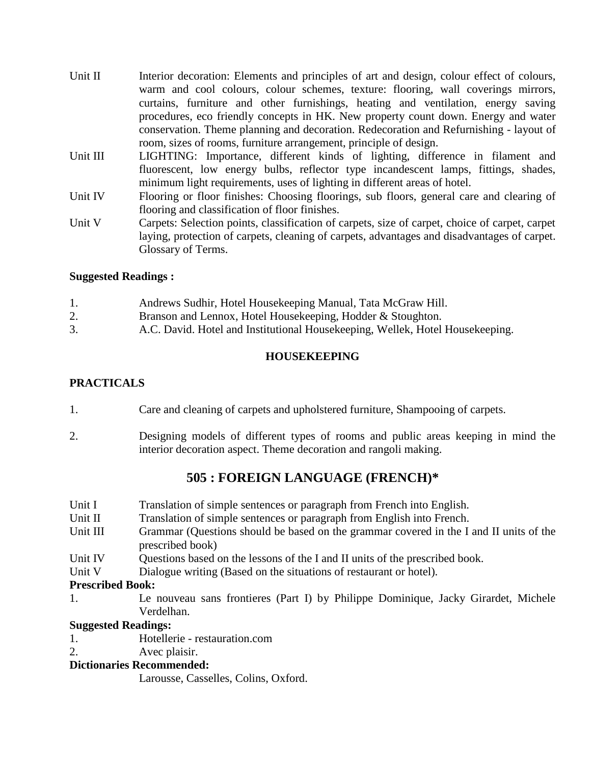Unit II Interior decoration: Elements and principles of art and design, colour effect of colours, warm and cool colours, colour schemes, texture: flooring, wall coverings mirrors, curtains, furniture and other furnishings, heating and ventilation, energy saving procedures, eco friendly concepts in HK. New property count down. Energy and water conservation. Theme planning and decoration. Redecoration and Refurnishing - layout of room, sizes of rooms, furniture arrangement, principle of design.

Unit III LIGHTING: Importance, different kinds of lighting, difference in filament and fluorescent, low energy bulbs, reflector type incandescent lamps, fittings, shades, minimum light requirements, uses of lighting in different areas of hotel.

Unit IV Flooring or floor finishes: Choosing floorings, sub floors, general care and clearing of flooring and classification of floor finishes.

Unit V Carpets: Selection points, classification of carpets, size of carpet, choice of carpet, carpet laying, protection of carpets, cleaning of carpets, advantages and disadvantages of carpet. Glossary of Terms.

**Suggested Readings :**

1. Andrews Sudhir, Hotel Housekeeping Manual, Tata McGraw Hill.
2. Branson and Lennox, Hotel Housekeeping, Hodder & Stoughton.
3. A.C. David. Hotel and Institutional Housekeeping, Wellek, Hotel Housekeeping.

**HOUSEKEEPING**

**PRACTICALS**

1. Care and cleaning of carpets and upholstered furniture, Shampooing of carpets.

2. Designing models of different types of rooms and public areas keeping in mind the interior decoration aspect. Theme decoration and rangoli making.

## 505 : FOREIGN LANGUAGE (FRENCH)*

Unit I Translation of simple sentences or paragraph from French into English.

Unit II Translation of simple sentences or paragraph from English into French.

Unit III Grammar (Questions should be based on the grammar covered in the I and II units of the prescribed book)

Unit IV Questions based on the lessons of the I and II units of the prescribed book.

Unit V Dialogue writing (Based on the situations of restaurant or hotel).

**Prescribed Book:**

1. Le nouveau sans frontieres (Part I) by Philippe Dominique, Jacky Girardet, Michele Verdelhan.

**Suggested Readings:**

1. Hotellerie - restauration.com
2. Avec plaisir.

**Dictionaries Recommended:**

Larousse, Casselles, Colins, Oxford.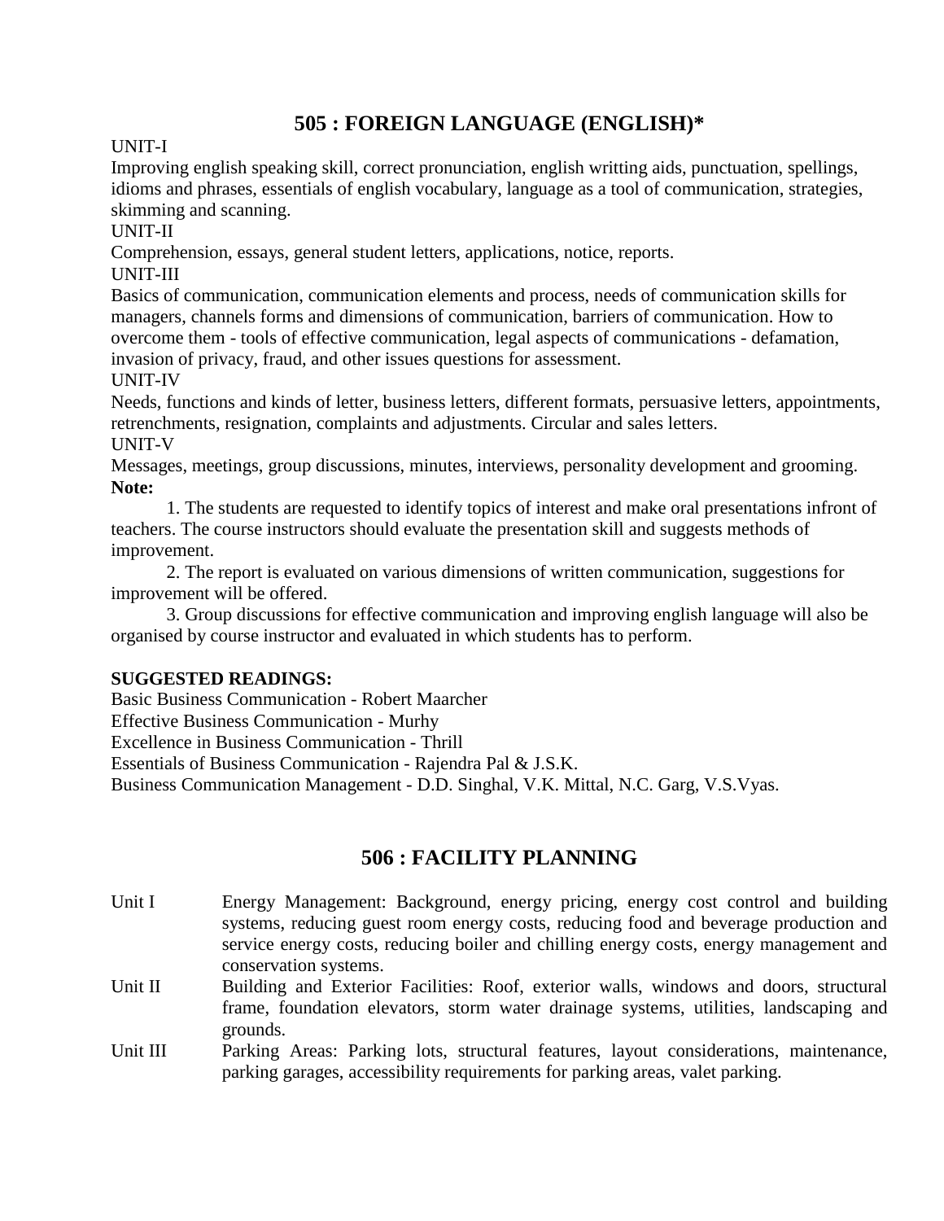## 505 : FOREIGN LANGUAGE (ENGLISH)*

UNIT-I

Improving english speaking skill, correct pronunciation, english writting aids, punctuation, spellings, idioms and phrases, essentials of english vocabulary, language as a tool of communication, strategies, skimming and scanning.

UNIT-II

Comprehension, essays, general student letters, applications, notice, reports.

UNIT-III

Basics of communication, communication elements and process, needs of communication skills for managers, channels forms and dimensions of communication, barriers of communication. How to overcome them - tools of effective communication, legal aspects of communications - defamation, invasion of privacy, fraud, and other issues questions for assessment.

UNIT-IV

Needs, functions and kinds of letter, business letters, different formats, persuasive letters, appointments, retrenchments, resignation, complaints and adjustments. Circular and sales letters.

UNIT-V

Messages, meetings, group discussions, minutes, interviews, personality development and grooming.

**Note:**

1. The students are requested to identify topics of interest and make oral presentations infront of teachers. The course instructors should evaluate the presentation skill and suggests methods of improvement.
2. The report is evaluated on various dimensions of written communication, suggestions for improvement will be offered.
3. Group discussions for effective communication and improving english language will also be organised by course instructor and evaluated in which students has to perform.

**SUGGESTED READINGS:**

Basic Business Communication - Robert Maarcher

Effective Business Communication - Murhy

Excellence in Business Communication - Thrill

Essentials of Business Communication - Rajendra Pal & J.S.K.

Business Communication Management - D.D. Singhal, V.K. Mittal, N.C. Garg, V.S.Vyas.

## 506 : FACILITY PLANNING

Unit I — Energy Management: Background, energy pricing, energy cost control and building systems, reducing guest room energy costs, reducing food and beverage production and service energy costs, reducing boiler and chilling energy costs, energy management and conservation systems.

Unit II — Building and Exterior Facilities: Roof, exterior walls, windows and doors, structural frame, foundation elevators, storm water drainage systems, utilities, landscaping and grounds.

Unit III — Parking Areas: Parking lots, structural features, layout considerations, maintenance, parking garages, accessibility requirements for parking areas, valet parking.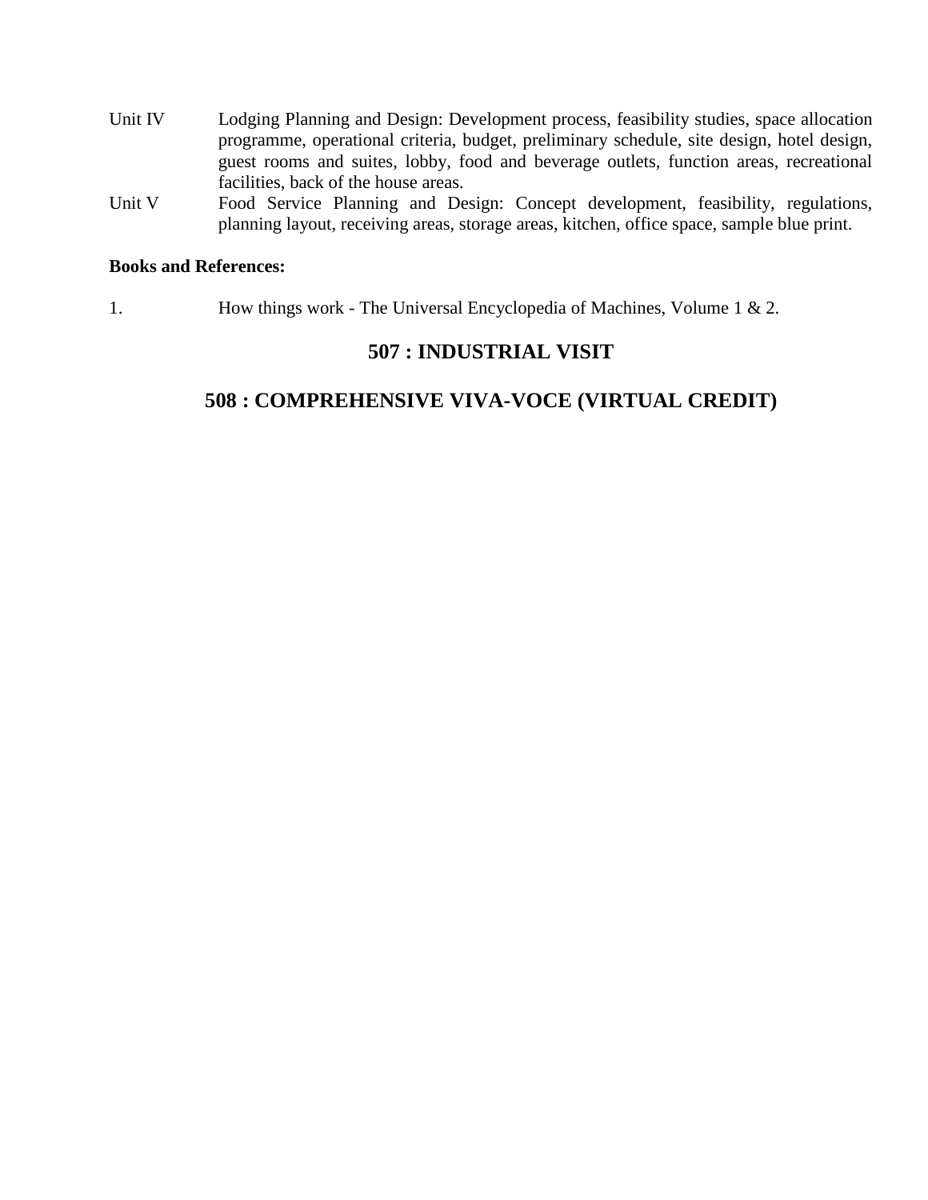| | |
|---|---|
| Unit IV | Lodging Planning and Design: Development process, feasibility studies, space allocation programme, operational criteria, budget, preliminary schedule, site design, hotel design, guest rooms and suites, lobby, food and beverage outlets, function areas, recreational facilities, back of the house areas. |
| Unit V | Food Service Planning and Design: Concept development, feasibility, regulations, planning layout, receiving areas, storage areas, kitchen, office space, sample blue print. |

**Books and References:**

1. How things work - The Universal Encyclopedia of Machines, Volume 1 & 2.

## 507 : INDUSTRIAL VISIT

## 508 : COMPREHENSIVE VIVA-VOCE (VIRTUAL CREDIT)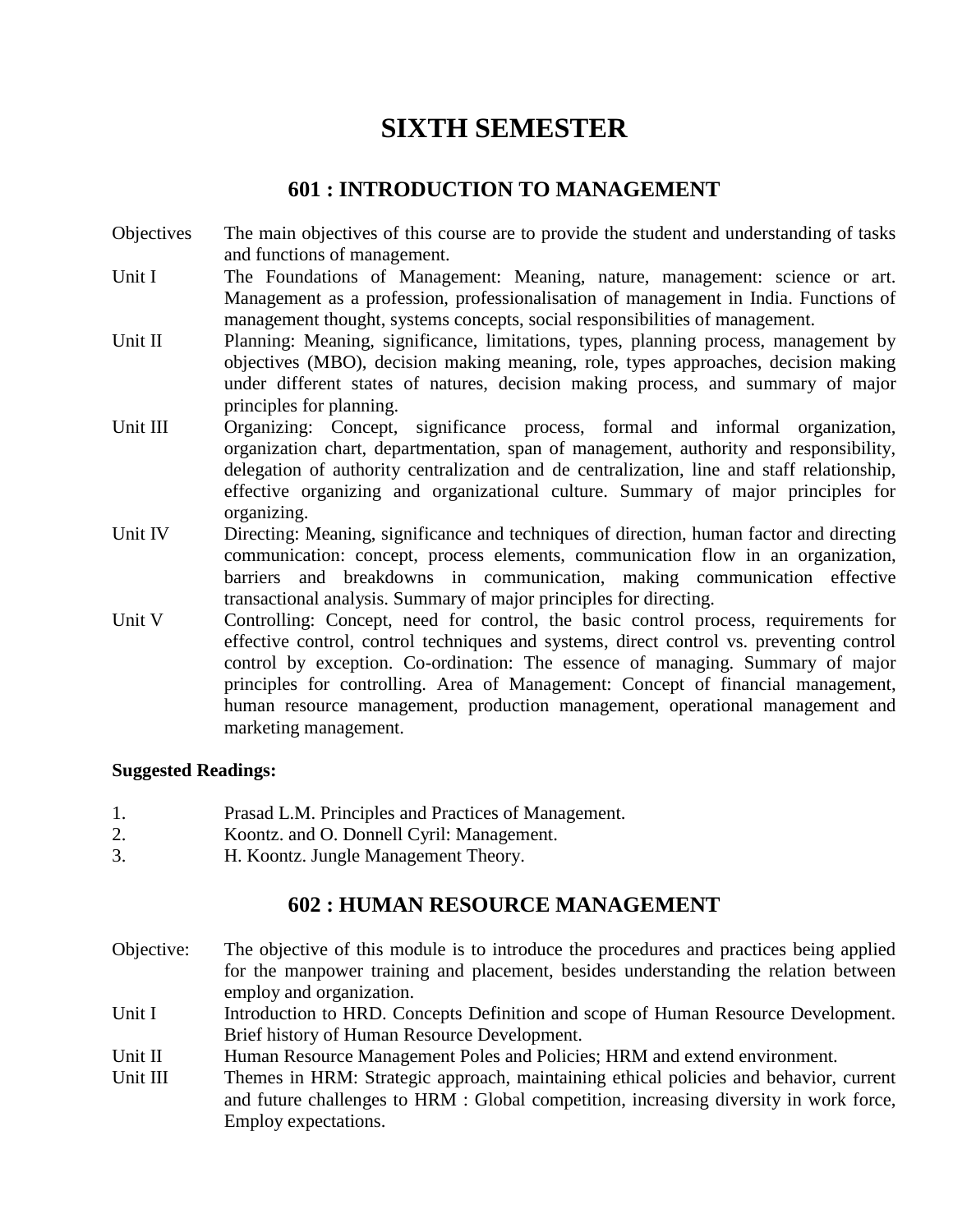# SIXTH SEMESTER

## 601 : INTRODUCTION TO MANAGEMENT

Objectives — The main objectives of this course are to provide the student and understanding of tasks and functions of management.

Unit I — The Foundations of Management: Meaning, nature, management: science or art. Management as a profession, professionalisation of management in India. Functions of management thought, systems concepts, social responsibilities of management.

Unit II — Planning: Meaning, significance, limitations, types, planning process, management by objectives (MBO), decision making meaning, role, types approaches, decision making under different states of natures, decision making process, and summary of major principles for planning.

Unit III — Organizing: Concept, significance process, formal and informal organization, organization chart, departmentation, span of management, authority and responsibility, delegation of authority centralization and de centralization, line and staff relationship, effective organizing and organizational culture. Summary of major principles for organizing.

Unit IV — Directing: Meaning, significance and techniques of direction, human factor and directing communication: concept, process elements, communication flow in an organization, barriers and breakdowns in communication, making communication effective transactional analysis. Summary of major principles for directing.

Unit V — Controlling: Concept, need for control, the basic control process, requirements for effective control, control techniques and systems, direct control vs. preventing control control by exception. Co-ordination: The essence of managing. Summary of major principles for controlling. Area of Management: Concept of financial management, human resource management, production management, operational management and marketing management.

**Suggested Readings:**

1. Prasad L.M. Principles and Practices of Management.
2. Koontz. and O. Donnell Cyril: Management.
3. H. Koontz. Jungle Management Theory.

## 602 : HUMAN RESOURCE MANAGEMENT

Objective: — The objective of this module is to introduce the procedures and practices being applied for the manpower training and placement, besides understanding the relation between employ and organization.

Unit I — Introduction to HRD. Concepts Definition and scope of Human Resource Development. Brief history of Human Resource Development.

Unit II — Human Resource Management Poles and Policies; HRM and extend environment.

Unit III — Themes in HRM: Strategic approach, maintaining ethical policies and behavior, current and future challenges to HRM : Global competition, increasing diversity in work force, Employ expectations.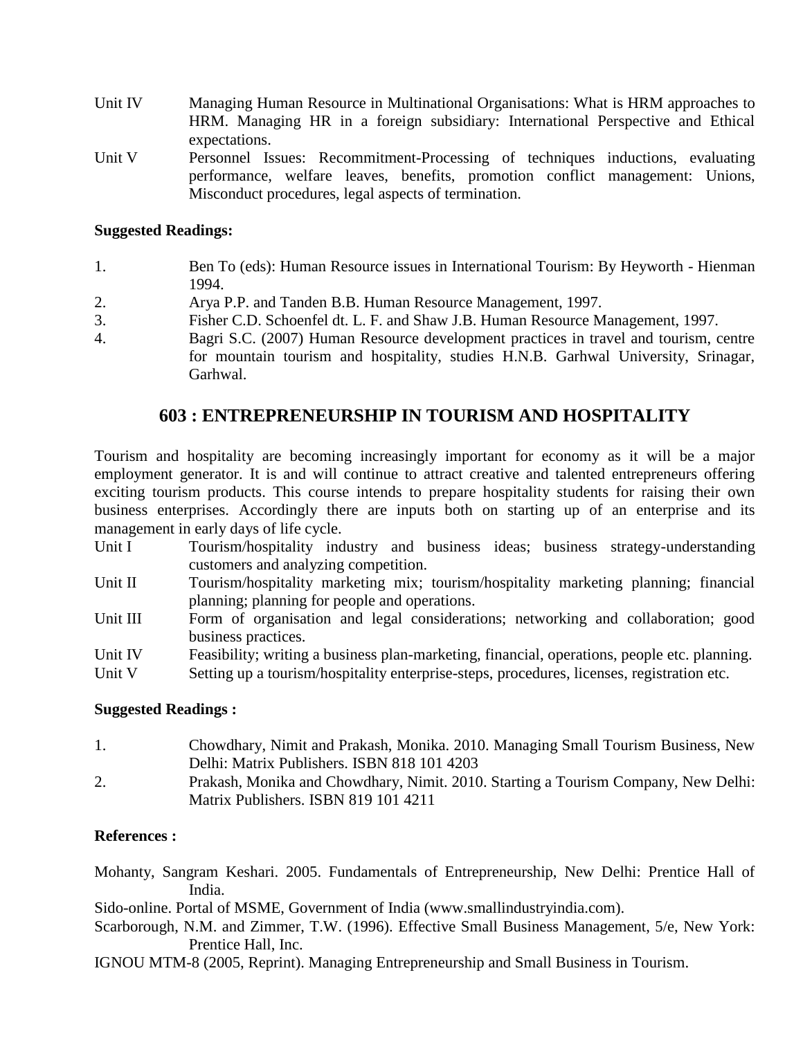Unit IV Managing Human Resource in Multinational Organisations: What is HRM approaches to HRM. Managing HR in a foreign subsidiary: International Perspective and Ethical expectations.

Unit V Personnel Issues: Recommitment-Processing of techniques inductions, evaluating performance, welfare leaves, benefits, promotion conflict management: Unions, Misconduct procedures, legal aspects of termination.

**Suggested Readings:**

1. Ben To (eds): Human Resource issues in International Tourism: By Heyworth - Hienman 1994.
2. Arya P.P. and Tanden B.B. Human Resource Management, 1997.
3. Fisher C.D. Schoenfel dt. L. F. and Shaw J.B. Human Resource Management, 1997.
4. Bagri S.C. (2007) Human Resource development practices in travel and tourism, centre for mountain tourism and hospitality, studies H.N.B. Garhwal University, Srinagar, Garhwal.

## 603 : ENTREPRENEURSHIP IN TOURISM AND HOSPITALITY

Tourism and hospitality are becoming increasingly important for economy as it will be a major employment generator. It is and will continue to attract creative and talented entrepreneurs offering exciting tourism products. This course intends to prepare hospitality students for raising their own business enterprises. Accordingly there are inputs both on starting up of an enterprise and its management in early days of life cycle.

Unit I Tourism/hospitality industry and business ideas; business strategy-understanding customers and analyzing competition.

Unit II Tourism/hospitality marketing mix; tourism/hospitality marketing planning; financial planning; planning for people and operations.

Unit III Form of organisation and legal considerations; networking and collaboration; good business practices.

Unit IV Feasibility; writing a business plan-marketing, financial, operations, people etc. planning.

Unit V Setting up a tourism/hospitality enterprise-steps, procedures, licenses, registration etc.

**Suggested Readings :**

1. Chowdhary, Nimit and Prakash, Monika. 2010. Managing Small Tourism Business, New Delhi: Matrix Publishers. ISBN 818 101 4203
2. Prakash, Monika and Chowdhary, Nimit. 2010. Starting a Tourism Company, New Delhi: Matrix Publishers. ISBN 819 101 4211

**References :**

Mohanty, Sangram Keshari. 2005. Fundamentals of Entrepreneurship, New Delhi: Prentice Hall of India.

Sido-online. Portal of MSME, Government of India (www.smallindustryindia.com).

Scarborough, N.M. and Zimmer, T.W. (1996). Effective Small Business Management, 5/e, New York: Prentice Hall, Inc.

IGNOU MTM-8 (2005, Reprint). Managing Entrepreneurship and Small Business in Tourism.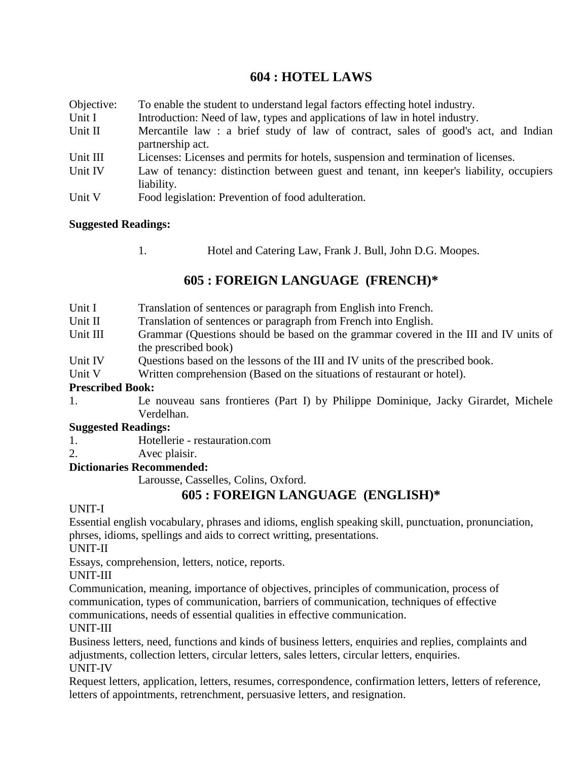## 604 : HOTEL LAWS

| | |
|---|---|
| Objective: | To enable the student to understand legal factors effecting hotel industry. |
| Unit I | Introduction: Need of law, types and applications of law in hotel industry. |
| Unit II | Mercantile law : a brief study of law of contract, sales of good's act, and Indian partnership act. |
| Unit III | Licenses: Licenses and permits for hotels, suspension and termination of licenses. |
| Unit IV | Law of tenancy: distinction between guest and tenant, inn keeper's liability, occupiers liability. |
| Unit V | Food legislation: Prevention of food adulteration. |

**Suggested Readings:**

1. Hotel and Catering Law, Frank J. Bull, John D.G. Moopes.

## 605 : FOREIGN LANGUAGE (FRENCH)*

| | |
|---|---|
| Unit I | Translation of sentences or paragraph from English into French. |
| Unit II | Translation of sentences or paragraph from French into English. |
| Unit III | Grammar (Questions should be based on the grammar covered in the III and IV units of the prescribed book) |
| Unit IV | Questions based on the lessons of the III and IV units of the prescribed book. |
| Unit V | Written comprehension (Based on the situations of restaurant or hotel). |

**Prescribed Book:**

1. Le nouveau sans frontieres (Part I) by Philippe Dominique, Jacky Girardet, Michele Verdelhan.

**Suggested Readings:**

1. Hotellerie - restauration.com
2. Avec plaisir.

**Dictionaries Recommended:**

Larousse, Casselles, Colins, Oxford.

## 605 : FOREIGN LANGUAGE (ENGLISH)*

UNIT-I

Essential english vocabulary, phrases and idioms, english speaking skill, punctuation, pronunciation, phrses, idioms, spellings and aids to correct writting, presentations.

UNIT-II

Essays, comprehension, letters, notice, reports.

UNIT-III

Communication, meaning, importance of objectives, principles of communication, process of communication, types of communication, barriers of communication, techniques of effective communications, needs of essential qualities in effective communication.

UNIT-III

Business letters, need, functions and kinds of business letters, enquiries and replies, complaints and adjustments, collection letters, circular letters, sales letters, circular letters, enquiries.

UNIT-IV

Request letters, application, letters, resumes, correspondence, confirmation letters, letters of reference, letters of appointments, retrenchment, persuasive letters, and resignation.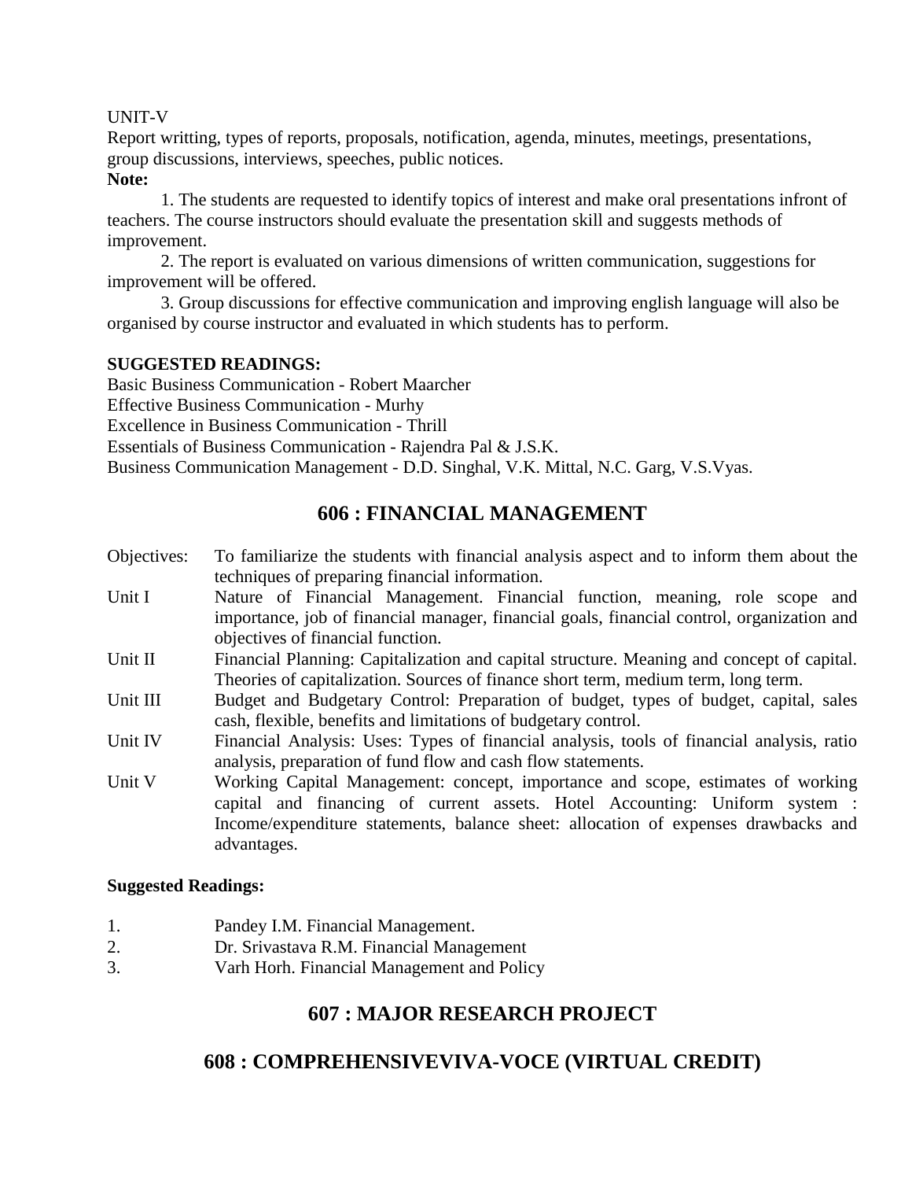UNIT-V

Report writting, types of reports, proposals, notification, agenda, minutes, meetings, presentations, group discussions, interviews, speeches, public notices.

**Note:**

1. The students are requested to identify topics of interest and make oral presentations infront of teachers. The course instructors should evaluate the presentation skill and suggests methods of improvement.

2. The report is evaluated on various dimensions of written communication, suggestions for improvement will be offered.

3. Group discussions for effective communication and improving english language will also be organised by course instructor and evaluated in which students has to perform.

**SUGGESTED READINGS:**

Basic Business Communication - Robert Maarcher
Effective Business Communication - Murhy
Excellence in Business Communication - Thrill
Essentials of Business Communication - Rajendra Pal & J.S.K.
Business Communication Management - D.D. Singhal, V.K. Mittal, N.C. Garg, V.S.Vyas.

## 606 : FINANCIAL MANAGEMENT

Objectives: To familiarize the students with financial analysis aspect and to inform them about the techniques of preparing financial information.

Unit I Nature of Financial Management. Financial function, meaning, role scope and importance, job of financial manager, financial goals, financial control, organization and objectives of financial function.

Unit II Financial Planning: Capitalization and capital structure. Meaning and concept of capital. Theories of capitalization. Sources of finance short term, medium term, long term.

Unit III Budget and Budgetary Control: Preparation of budget, types of budget, capital, sales cash, flexible, benefits and limitations of budgetary control.

Unit IV Financial Analysis: Uses: Types of financial analysis, tools of financial analysis, ratio analysis, preparation of fund flow and cash flow statements.

Unit V Working Capital Management: concept, importance and scope, estimates of working capital and financing of current assets. Hotel Accounting: Uniform system : Income/expenditure statements, balance sheet: allocation of expenses drawbacks and advantages.

**Suggested Readings:**

1. Pandey I.M. Financial Management.
2. Dr. Srivastava R.M. Financial Management
3. Varh Horh. Financial Management and Policy

## 607 : MAJOR RESEARCH PROJECT

## 608 : COMPREHENSIVEVIVA-VOCE (VIRTUAL CREDIT)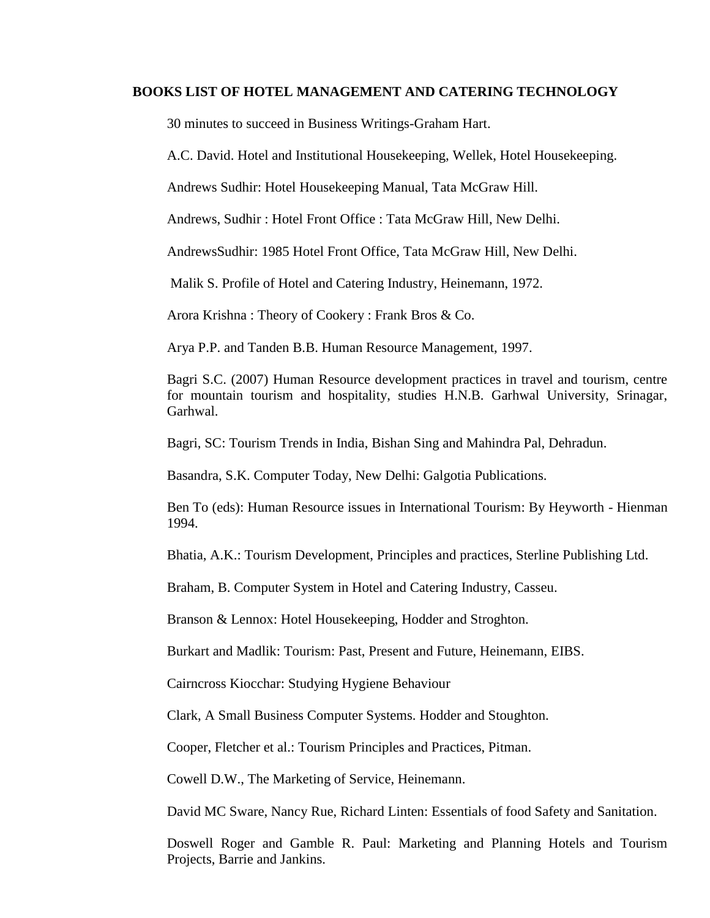**BOOKS LIST OF HOTEL MANAGEMENT AND CATERING TECHNOLOGY**

30 minutes to succeed in Business Writings-Graham Hart.

A.C. David. Hotel and Institutional Housekeeping, Wellek, Hotel Housekeeping.

Andrews Sudhir: Hotel Housekeeping Manual, Tata McGraw Hill.

Andrews, Sudhir : Hotel Front Office : Tata McGraw Hill, New Delhi.

AndrewsSudhir: 1985 Hotel Front Office, Tata McGraw Hill, New Delhi.

Malik S. Profile of Hotel and Catering Industry, Heinemann, 1972.

Arora Krishna : Theory of Cookery : Frank Bros & Co.

Arya P.P. and Tanden B.B. Human Resource Management, 1997.

Bagri S.C. (2007) Human Resource development practices in travel and tourism, centre for mountain tourism and hospitality, studies H.N.B. Garhwal University, Srinagar, Garhwal.

Bagri, SC: Tourism Trends in India, Bishan Sing and Mahindra Pal, Dehradun.

Basandra, S.K. Computer Today, New Delhi: Galgotia Publications.

Ben To (eds): Human Resource issues in International Tourism: By Heyworth - Hienman 1994.

Bhatia, A.K.: Tourism Development, Principles and practices, Sterline Publishing Ltd.

Braham, B. Computer System in Hotel and Catering Industry, Casseu.

Branson & Lennox: Hotel Housekeeping, Hodder and Stroghton.

Burkart and Madlik: Tourism: Past, Present and Future, Heinemann, EIBS.

Cairncross Kiocchar: Studying Hygiene Behaviour

Clark, A Small Business Computer Systems. Hodder and Stoughton.

Cooper, Fletcher et al.: Tourism Principles and Practices, Pitman.

Cowell D.W., The Marketing of Service, Heinemann.

David MC Sware, Nancy Rue, Richard Linten: Essentials of food Safety and Sanitation.

Doswell Roger and Gamble R. Paul: Marketing and Planning Hotels and Tourism Projects, Barrie and Jankins.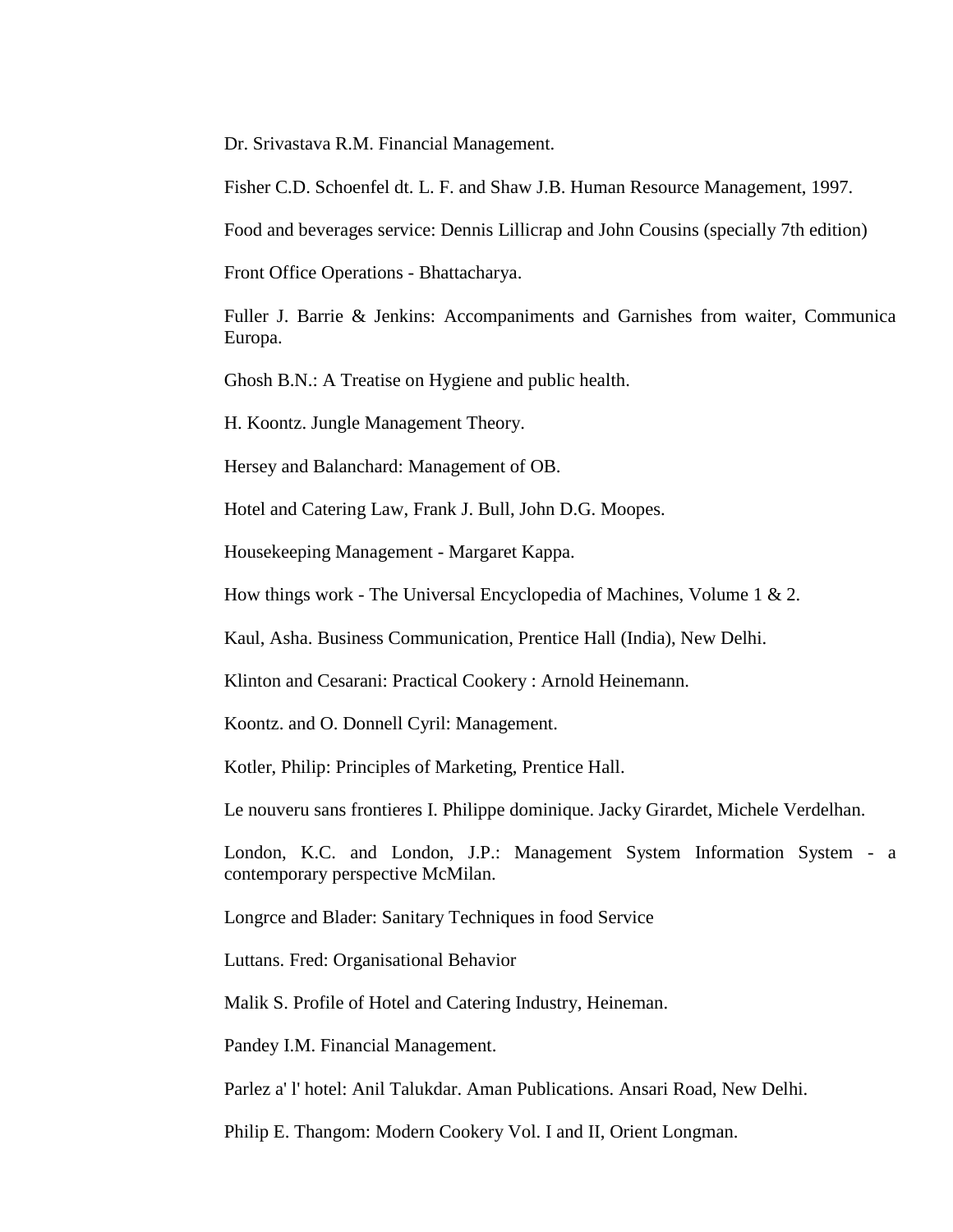Dr. Srivastava R.M. Financial Management.

Fisher C.D. Schoenfel dt. L. F. and Shaw J.B. Human Resource Management, 1997.

Food and beverages service: Dennis Lillicrap and John Cousins (specially 7th edition)

Front Office Operations - Bhattacharya.

Fuller J. Barrie & Jenkins: Accompaniments and Garnishes from waiter, Communica Europa.

Ghosh B.N.: A Treatise on Hygiene and public health.

H. Koontz. Jungle Management Theory.

Hersey and Balanchard: Management of OB.

Hotel and Catering Law, Frank J. Bull, John D.G. Moopes.

Housekeeping Management - Margaret Kappa.

How things work - The Universal Encyclopedia of Machines, Volume 1 & 2.

Kaul, Asha. Business Communication, Prentice Hall (India), New Delhi.

Klinton and Cesarani: Practical Cookery : Arnold Heinemann.

Koontz. and O. Donnell Cyril: Management.

Kotler, Philip: Principles of Marketing, Prentice Hall.

Le nouveru sans frontieres I. Philippe dominique. Jacky Girardet, Michele Verdelhan.

London, K.C. and London, J.P.: Management System Information System - a contemporary perspective McMilan.

Longrce and Blader: Sanitary Techniques in food Service

Luttans. Fred: Organisational Behavior

Malik S. Profile of Hotel and Catering Industry, Heineman.

Pandey I.M. Financial Management.

Parlez a' l' hotel: Anil Talukdar. Aman Publications. Ansari Road, New Delhi.

Philip E. Thangom: Modern Cookery Vol. I and II, Orient Longman.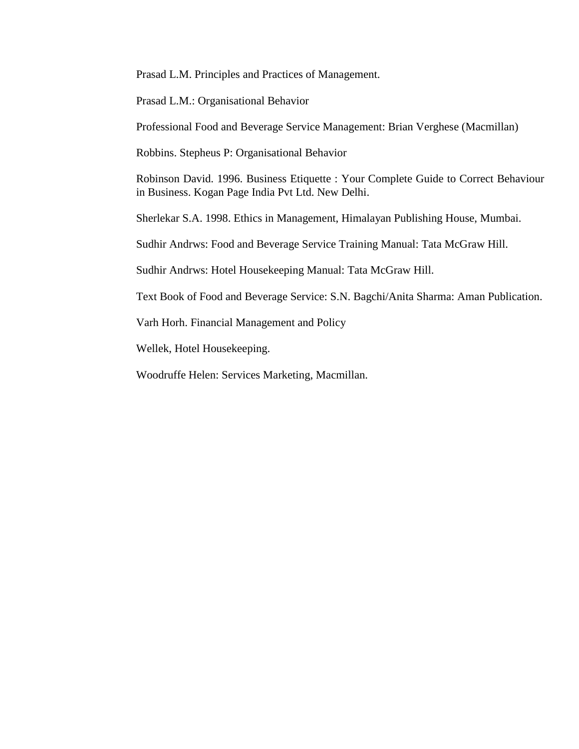Prasad L.M. Principles and Practices of Management.

Prasad L.M.: Organisational Behavior

Professional Food and Beverage Service Management: Brian Verghese (Macmillan)

Robbins. Stepheus P: Organisational Behavior

Robinson David. 1996. Business Etiquette : Your Complete Guide to Correct Behaviour in Business. Kogan Page India Pvt Ltd. New Delhi.

Sherlekar S.A. 1998. Ethics in Management, Himalayan Publishing House, Mumbai.

Sudhir Andrws: Food and Beverage Service Training Manual: Tata McGraw Hill.

Sudhir Andrws: Hotel Housekeeping Manual: Tata McGraw Hill.

Text Book of Food and Beverage Service: S.N. Bagchi/Anita Sharma: Aman Publication.

Varh Horh. Financial Management and Policy

Wellek, Hotel Housekeeping.

Woodruffe Helen: Services Marketing, Macmillan.